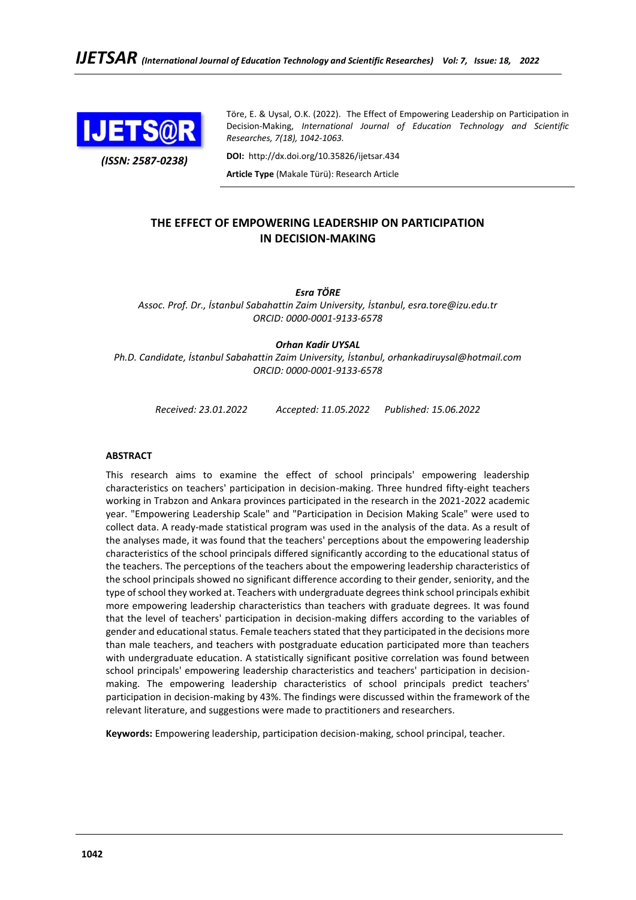Töre, E. & Uysal, O.K. (2022). The Effect of Empowering Leadership on Participation in Decision-Making, *International Journal of Education Technology and Scientific Researches, 7(18), 1042-1063.*

*(ISSN: 2587-0238)*

**DOI:** http://dx.doi.org/10.35826/ijetsar.434

**Article Type** (Makale Türü): Research Article

# THE EFFECT OF EMPOWERING LEADERSHIP ON PARTICIPATION IN DECISION-MAKING

***Esra TÖRE***

*Assoc. Prof. Dr., İstanbul Sabahattin Zaim University, İstanbul, esra.tore@izu.edu.tr*
*ORCID: 0000-0001-9133-6578*

***Orhan Kadir UYSAL***

*Ph.D. Candidate, İstanbul Sabahattin Zaim University, İstanbul, orhankadiruysal@hotmail.com*
*ORCID: 0000-0001-9133-6578*

*Received: 23.01.2022 Accepted: 11.05.2022 Published: 15.06.2022*

## ABSTRACT

This research aims to examine the effect of school principals' empowering leadership characteristics on teachers' participation in decision-making. Three hundred fifty-eight teachers working in Trabzon and Ankara provinces participated in the research in the 2021-2022 academic year. "Empowering Leadership Scale" and "Participation in Decision Making Scale" were used to collect data. A ready-made statistical program was used in the analysis of the data. As a result of the analyses made, it was found that the teachers' perceptions about the empowering leadership characteristics of the school principals differed significantly according to the educational status of the teachers. The perceptions of the teachers about the empowering leadership characteristics of the school principals showed no significant difference according to their gender, seniority, and the type of school they worked at. Teachers with undergraduate degrees think school principals exhibit more empowering leadership characteristics than teachers with graduate degrees. It was found that the level of teachers' participation in decision-making differs according to the variables of gender and educational status. Female teachers stated that they participated in the decisions more than male teachers, and teachers with postgraduate education participated more than teachers with undergraduate education. A statistically significant positive correlation was found between school principals' empowering leadership characteristics and teachers' participation in decision-making. The empowering leadership characteristics of school principals predict teachers' participation in decision-making by 43%. The findings were discussed within the framework of the relevant literature, and suggestions were made to practitioners and researchers.

**Keywords:** Empowering leadership, participation decision-making, school principal, teacher.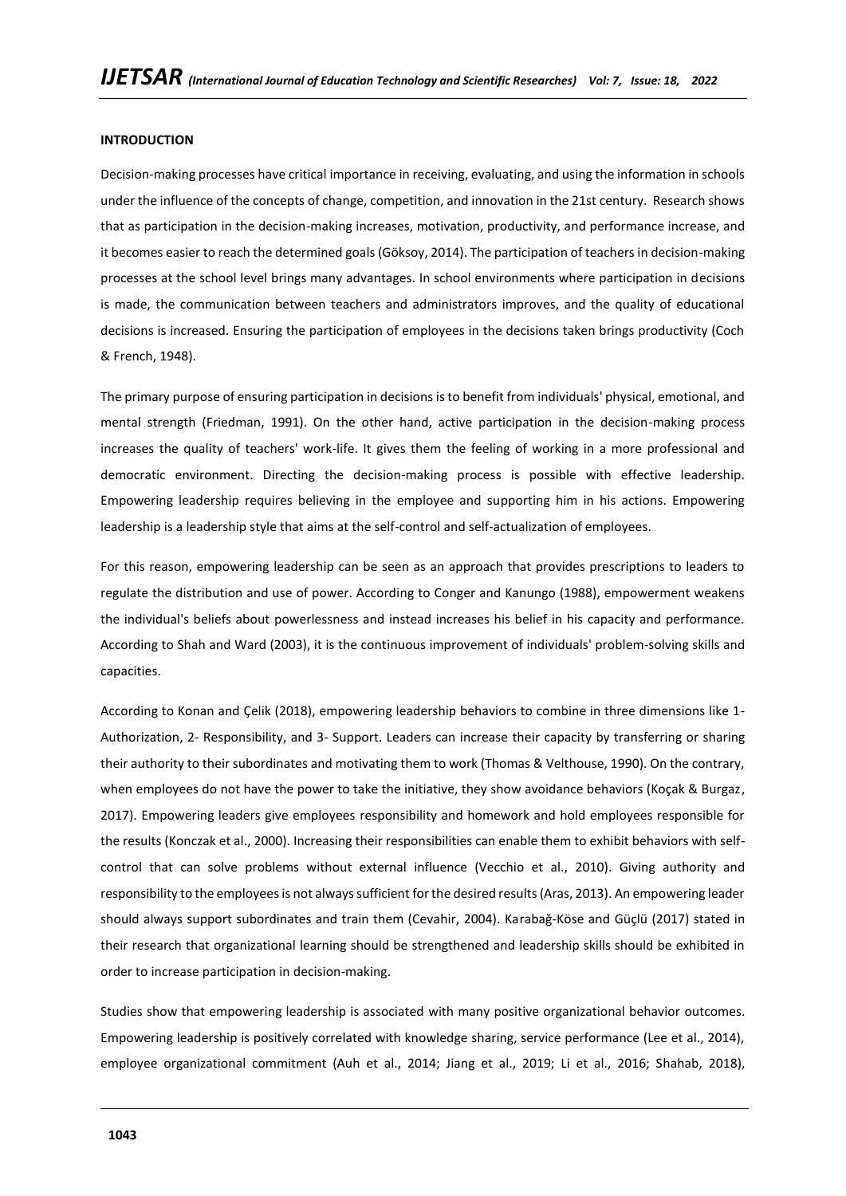## INTRODUCTION

Decision-making processes have critical importance in receiving, evaluating, and using the information in schools under the influence of the concepts of change, competition, and innovation in the 21st century. Research shows that as participation in the decision-making increases, motivation, productivity, and performance increase, and it becomes easier to reach the determined goals (Göksoy, 2014). The participation of teachers in decision-making processes at the school level brings many advantages. In school environments where participation in decisions is made, the communication between teachers and administrators improves, and the quality of educational decisions is increased. Ensuring the participation of employees in the decisions taken brings productivity (Coch & French, 1948).

The primary purpose of ensuring participation in decisions is to benefit from individuals' physical, emotional, and mental strength (Friedman, 1991). On the other hand, active participation in the decision-making process increases the quality of teachers' work-life. It gives them the feeling of working in a more professional and democratic environment. Directing the decision-making process is possible with effective leadership. Empowering leadership requires believing in the employee and supporting him in his actions. Empowering leadership is a leadership style that aims at the self-control and self-actualization of employees.

For this reason, empowering leadership can be seen as an approach that provides prescriptions to leaders to regulate the distribution and use of power. According to Conger and Kanungo (1988), empowerment weakens the individual's beliefs about powerlessness and instead increases his belief in his capacity and performance. According to Shah and Ward (2003), it is the continuous improvement of individuals' problem-solving skills and capacities.

According to Konan and Çelik (2018), empowering leadership behaviors to combine in three dimensions like 1- Authorization, 2- Responsibility, and 3- Support. Leaders can increase their capacity by transferring or sharing their authority to their subordinates and motivating them to work (Thomas & Velthouse, 1990). On the contrary, when employees do not have the power to take the initiative, they show avoidance behaviors (Koçak & Burgaz, 2017). Empowering leaders give employees responsibility and homework and hold employees responsible for the results (Konczak et al., 2000). Increasing their responsibilities can enable them to exhibit behaviors with self-control that can solve problems without external influence (Vecchio et al., 2010). Giving authority and responsibility to the employees is not always sufficient for the desired results (Aras, 2013). An empowering leader should always support subordinates and train them (Cevahir, 2004). Karabağ-Köse and Güçlü (2017) stated in their research that organizational learning should be strengthened and leadership skills should be exhibited in order to increase participation in decision-making.

Studies show that empowering leadership is associated with many positive organizational behavior outcomes. Empowering leadership is positively correlated with knowledge sharing, service performance (Lee et al., 2014), employee organizational commitment (Auh et al., 2014; Jiang et al., 2019; Li et al., 2016; Shahab, 2018),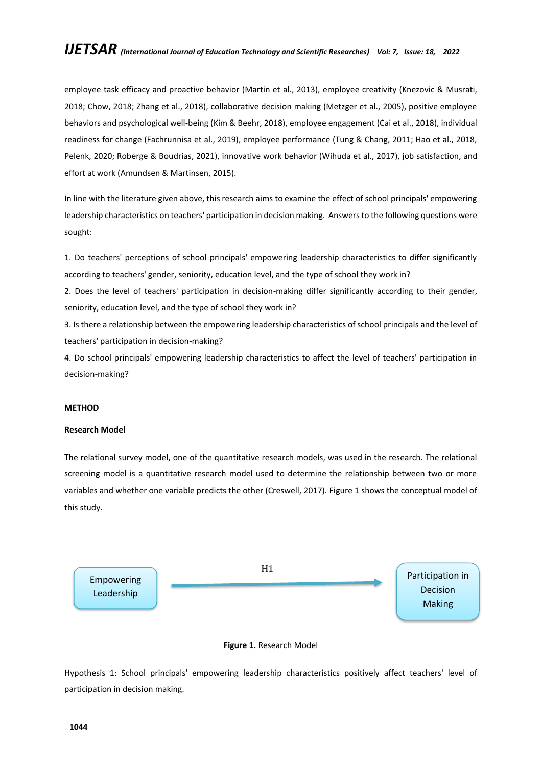employee task efficacy and proactive behavior (Martin et al., 2013), employee creativity (Knezovic & Musrati, 2018; Chow, 2018; Zhang et al., 2018), collaborative decision making (Metzger et al., 2005), positive employee behaviors and psychological well-being (Kim & Beehr, 2018), employee engagement (Cai et al., 2018), individual readiness for change (Fachrunnisa et al., 2019), employee performance (Tung & Chang, 2011; Hao et al., 2018, Pelenk, 2020; Roberge & Boudrias, 2021), innovative work behavior (Wihuda et al., 2017), job satisfaction, and effort at work (Amundsen & Martinsen, 2015).

In line with the literature given above, this research aims to examine the effect of school principals' empowering leadership characteristics on teachers' participation in decision making. Answers to the following questions were sought:

1. Do teachers' perceptions of school principals' empowering leadership characteristics to differ significantly according to teachers' gender, seniority, education level, and the type of school they work in?
2. Does the level of teachers' participation in decision-making differ significantly according to their gender, seniority, education level, and the type of school they work in?
3. Is there a relationship between the empowering leadership characteristics of school principals and the level of teachers' participation in decision-making?
4. Do school principals' empowering leadership characteristics to affect the level of teachers' participation in decision-making?

## METHOD

### Research Model

The relational survey model, one of the quantitative research models, was used in the research. The relational screening model is a quantitative research model used to determine the relationship between two or more variables and whether one variable predicts the other (Creswell, 2017). Figure 1 shows the conceptual model of this study.

Empowering Leadership → (H1) → Participation in Decision Making

**Figure 1.** Research Model

Hypothesis 1: School principals' empowering leadership characteristics positively affect teachers' level of participation in decision making.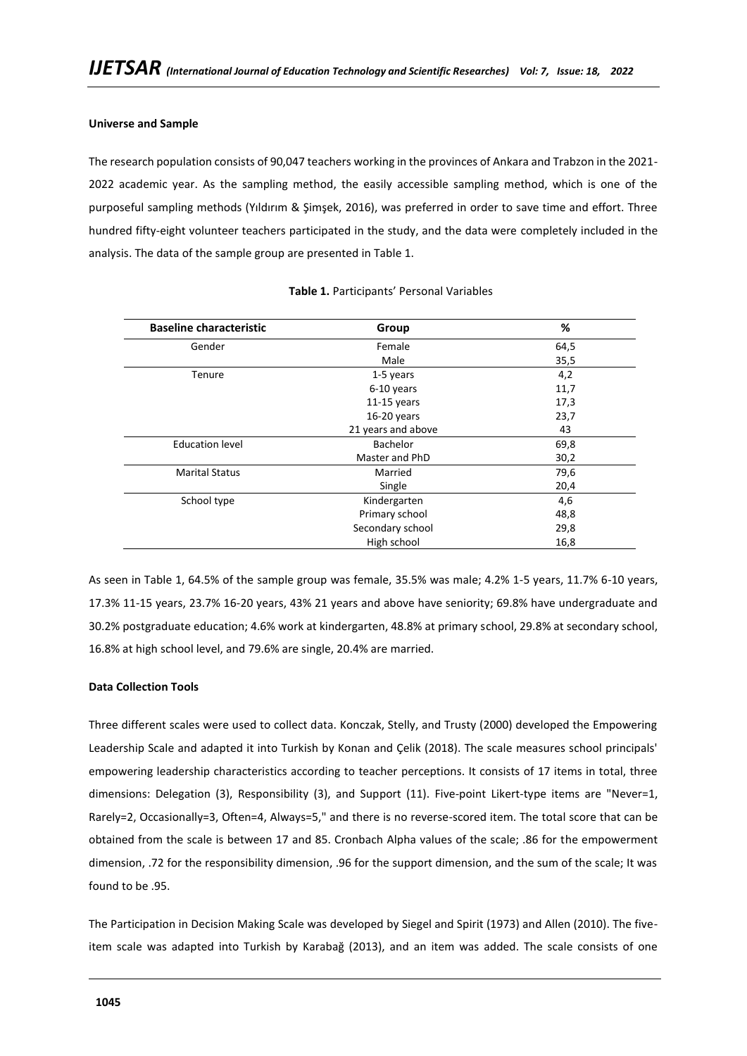**Universe and Sample**

The research population consists of 90,047 teachers working in the provinces of Ankara and Trabzon in the 2021-2022 academic year. As the sampling method, the easily accessible sampling method, which is one of the purposeful sampling methods (Yıldırım & Şimşek, 2016), was preferred in order to save time and effort. Three hundred fifty-eight volunteer teachers participated in the study, and the data were completely included in the analysis. The data of the sample group are presented in Table 1.

**Table 1.** Participants' Personal Variables

| Baseline characteristic | Group | % |
|---|---|---|
| Gender | Female | 64,5 |
| | Male | 35,5 |
| Tenure | 1-5 years | 4,2 |
| | 6-10 years | 11,7 |
| | 11-15 years | 17,3 |
| | 16-20 years | 23,7 |
| | 21 years and above | 43 |
| Education level | Bachelor | 69,8 |
| | Master and PhD | 30,2 |
| Marital Status | Married | 79,6 |
| | Single | 20,4 |
| School type | Kindergarten | 4,6 |
| | Primary school | 48,8 |
| | Secondary school | 29,8 |
| | High school | 16,8 |

As seen in Table 1, 64.5% of the sample group was female, 35.5% was male; 4.2% 1-5 years, 11.7% 6-10 years, 17.3% 11-15 years, 23.7% 16-20 years, 43% 21 years and above have seniority; 69.8% have undergraduate and 30.2% postgraduate education; 4.6% work at kindergarten, 48.8% at primary school, 29.8% at secondary school, 16.8% at high school level, and 79.6% are single, 20.4% are married.

**Data Collection Tools**

Three different scales were used to collect data. Konczak, Stelly, and Trusty (2000) developed the Empowering Leadership Scale and adapted it into Turkish by Konan and Çelik (2018). The scale measures school principals' empowering leadership characteristics according to teacher perceptions. It consists of 17 items in total, three dimensions: Delegation (3), Responsibility (3), and Support (11). Five-point Likert-type items are "Never=1, Rarely=2, Occasionally=3, Often=4, Always=5," and there is no reverse-scored item. The total score that can be obtained from the scale is between 17 and 85. Cronbach Alpha values of the scale; .86 for the empowerment dimension, .72 for the responsibility dimension, .96 for the support dimension, and the sum of the scale; It was found to be .95.

The Participation in Decision Making Scale was developed by Siegel and Spirit (1973) and Allen (2010). The five-item scale was adapted into Turkish by Karabağ (2013), and an item was added. The scale consists of one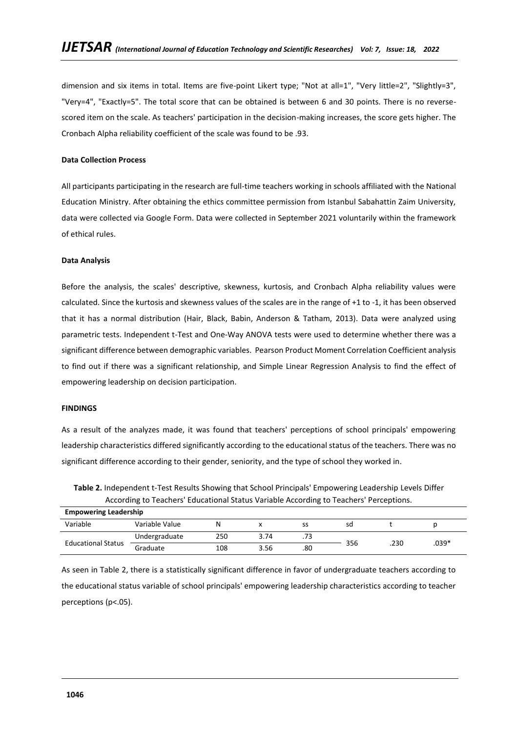dimension and six items in total. Items are five-point Likert type; "Not at all=1", "Very little=2", "Slightly=3", "Very=4", "Exactly=5". The total score that can be obtained is between 6 and 30 points. There is no reverse-scored item on the scale. As teachers' participation in the decision-making increases, the score gets higher. The Cronbach Alpha reliability coefficient of the scale was found to be .93.

**Data Collection Process**

All participants participating in the research are full-time teachers working in schools affiliated with the National Education Ministry. After obtaining the ethics committee permission from Istanbul Sabahattin Zaim University, data were collected via Google Form. Data were collected in September 2021 voluntarily within the framework of ethical rules.

**Data Analysis**

Before the analysis, the scales' descriptive, skewness, kurtosis, and Cronbach Alpha reliability values were calculated. Since the kurtosis and skewness values of the scales are in the range of +1 to -1, it has been observed that it has a normal distribution (Hair, Black, Babin, Anderson & Tatham, 2013). Data were analyzed using parametric tests. Independent t-Test and One-Way ANOVA tests were used to determine whether there was a significant difference between demographic variables. Pearson Product Moment Correlation Coefficient analysis to find out if there was a significant relationship, and Simple Linear Regression Analysis to find the effect of empowering leadership on decision participation.

**FINDINGS**

As a result of the analyzes made, it was found that teachers' perceptions of school principals' empowering leadership characteristics differed significantly according to the educational status of the teachers. There was no significant difference according to their gender, seniority, and the type of school they worked in.

**Table 2.** Independent t-Test Results Showing that School Principals' Empowering Leadership Levels Differ According to Teachers' Educational Status Variable According to Teachers' Perceptions.

| **Empowering Leadership** | | | | | | | |
|---|---|---|---|---|---|---|---|
| Variable | Variable Value | N | x | ss | sd | t | p |
| Educational Status | Undergraduate | 250 | 3.74 | .73 | 356 | .230 | .039* |
| | Graduate | 108 | 3.56 | .80 | | | |

As seen in Table 2, there is a statistically significant difference in favor of undergraduate teachers according to the educational status variable of school principals' empowering leadership characteristics according to teacher perceptions ($p<.05$).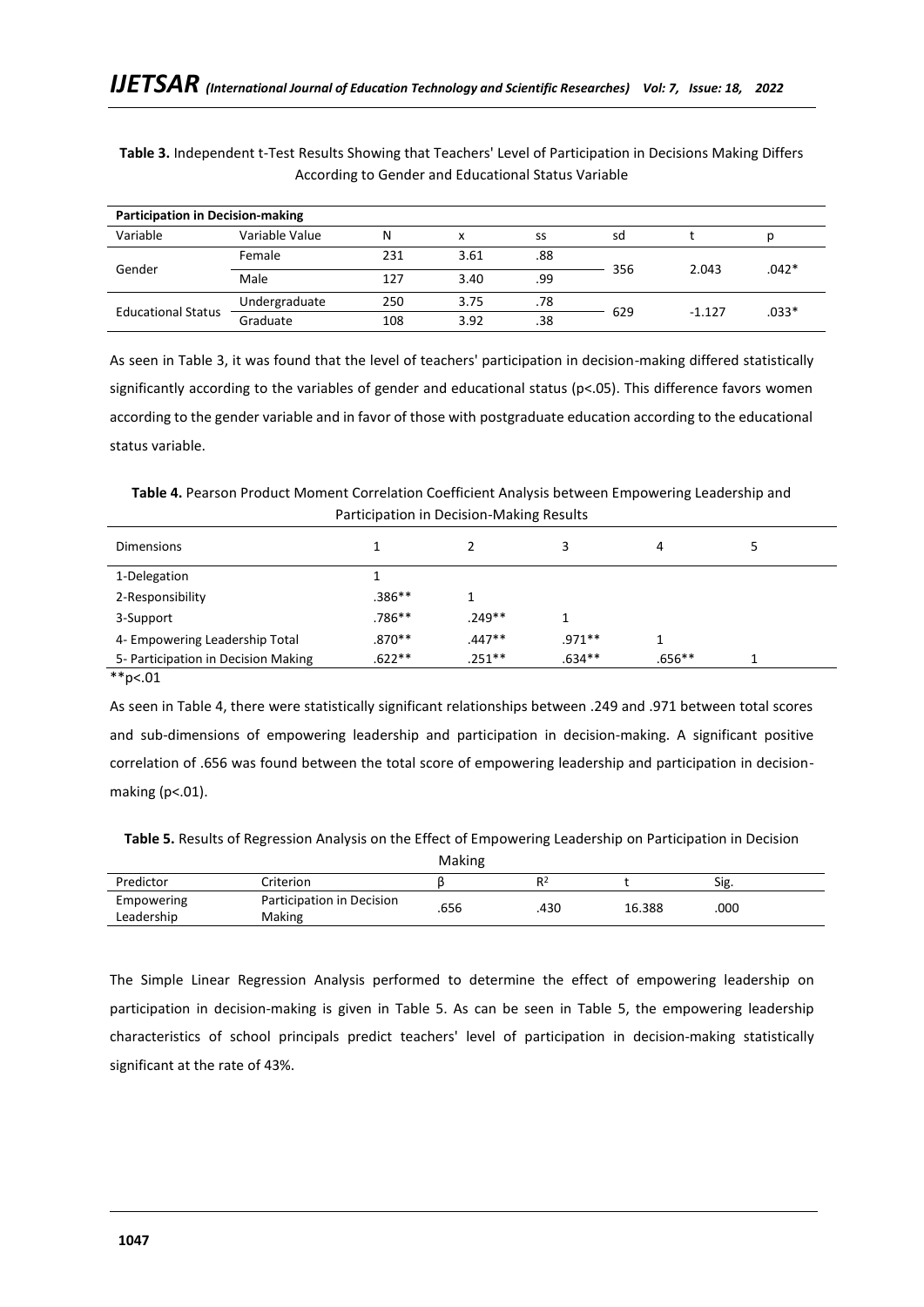**Table 3.** Independent t-Test Results Showing that Teachers' Level of Participation in Decisions Making Differs According to Gender and Educational Status Variable

| **Participation in Decision-making** | | | | | | | |
|---|---|---|---|---|---|---|---|
| Variable | Variable Value | N | x | ss | sd | t | p |
| Gender | Female | 231 | 3.61 | .88 | 356 | 2.043 | .042* |
| | Male | 127 | 3.40 | .99 | | | |
| Educational Status | Undergraduate | 250 | 3.75 | .78 | 629 | -1.127 | .033* |
| | Graduate | 108 | 3.92 | .38 | | | |

As seen in Table 3, it was found that the level of teachers' participation in decision-making differed statistically significantly according to the variables of gender and educational status ($p<.05$). This difference favors women according to the gender variable and in favor of those with postgraduate education according to the educational status variable.

**Table 4.** Pearson Product Moment Correlation Coefficient Analysis between Empowering Leadership and Participation in Decision-Making Results

| Dimensions | 1 | 2 | 3 | 4 | 5 |
|---|---|---|---|---|---|
| 1-Delegation | 1 | | | | |
| 2-Responsibility | .386** | 1 | | | |
| 3-Support | .786** | .249** | 1 | | |
| 4- Empowering Leadership Total | .870** | .447** | .971** | 1 | |
| 5- Participation in Decision Making | .622** | .251** | .634** | .656** | 1 |

**p<.01

As seen in Table 4, there were statistically significant relationships between .249 and .971 between total scores and sub-dimensions of empowering leadership and participation in decision-making. A significant positive correlation of .656 was found between the total score of empowering leadership and participation in decision-making ($p<.01$).

**Table 5.** Results of Regression Analysis on the Effect of Empowering Leadership on Participation in Decision Making

| Predictor | Criterion | β | $R^2$ | t | Sig. |
|---|---|---|---|---|---|
| Empowering Leadership | Participation in Decision Making | .656 | .430 | 16.388 | .000 |

The Simple Linear Regression Analysis performed to determine the effect of empowering leadership on participation in decision-making is given in Table 5. As can be seen in Table 5, the empowering leadership characteristics of school principals predict teachers' level of participation in decision-making statistically significant at the rate of 43%.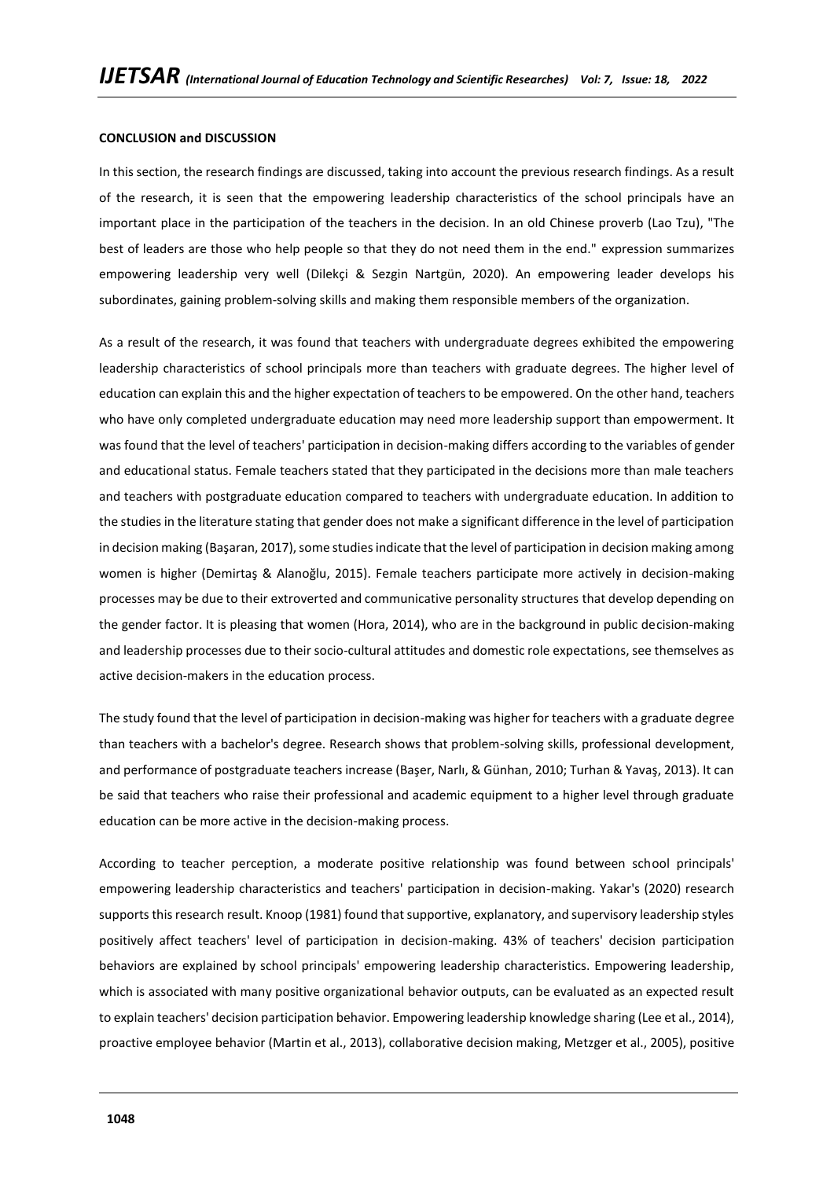**CONCLUSION and DISCUSSION**

In this section, the research findings are discussed, taking into account the previous research findings. As a result of the research, it is seen that the empowering leadership characteristics of the school principals have an important place in the participation of the teachers in the decision. In an old Chinese proverb (Lao Tzu), "The best of leaders are those who help people so that they do not need them in the end." expression summarizes empowering leadership very well (Dilekçi & Sezgin Nartgün, 2020). An empowering leader develops his subordinates, gaining problem-solving skills and making them responsible members of the organization.

As a result of the research, it was found that teachers with undergraduate degrees exhibited the empowering leadership characteristics of school principals more than teachers with graduate degrees. The higher level of education can explain this and the higher expectation of teachers to be empowered. On the other hand, teachers who have only completed undergraduate education may need more leadership support than empowerment. It was found that the level of teachers' participation in decision-making differs according to the variables of gender and educational status. Female teachers stated that they participated in the decisions more than male teachers and teachers with postgraduate education compared to teachers with undergraduate education. In addition to the studies in the literature stating that gender does not make a significant difference in the level of participation in decision making (Başaran, 2017), some studies indicate that the level of participation in decision making among women is higher (Demirtaş & Alanoğlu, 2015). Female teachers participate more actively in decision-making processes may be due to their extroverted and communicative personality structures that develop depending on the gender factor. It is pleasing that women (Hora, 2014), who are in the background in public decision-making and leadership processes due to their socio-cultural attitudes and domestic role expectations, see themselves as active decision-makers in the education process.

The study found that the level of participation in decision-making was higher for teachers with a graduate degree than teachers with a bachelor's degree. Research shows that problem-solving skills, professional development, and performance of postgraduate teachers increase (Başer, Narlı, & Günhan, 2010; Turhan & Yavaş, 2013). It can be said that teachers who raise their professional and academic equipment to a higher level through graduate education can be more active in the decision-making process.

According to teacher perception, a moderate positive relationship was found between school principals' empowering leadership characteristics and teachers' participation in decision-making. Yakar's (2020) research supports this research result. Knoop (1981) found that supportive, explanatory, and supervisory leadership styles positively affect teachers' level of participation in decision-making. 43% of teachers' decision participation behaviors are explained by school principals' empowering leadership characteristics. Empowering leadership, which is associated with many positive organizational behavior outputs, can be evaluated as an expected result to explain teachers' decision participation behavior. Empowering leadership knowledge sharing (Lee et al., 2014), proactive employee behavior (Martin et al., 2013), collaborative decision making, Metzger et al., 2005), positive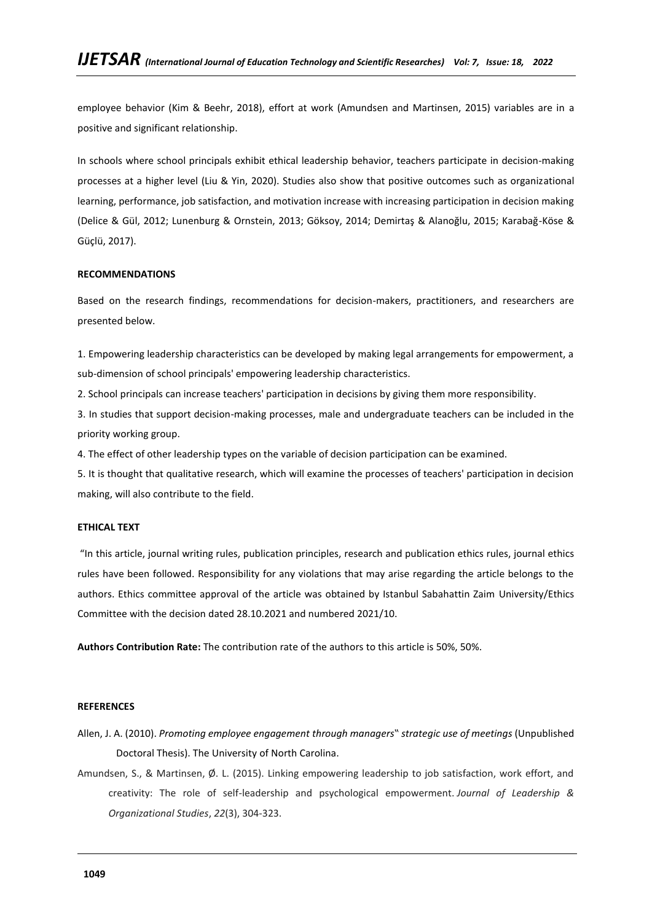employee behavior (Kim & Beehr, 2018), effort at work (Amundsen and Martinsen, 2015) variables are in a positive and significant relationship.

In schools where school principals exhibit ethical leadership behavior, teachers participate in decision-making processes at a higher level (Liu & Yin, 2020). Studies also show that positive outcomes such as organizational learning, performance, job satisfaction, and motivation increase with increasing participation in decision making (Delice & Gül, 2012; Lunenburg & Ornstein, 2013; Göksoy, 2014; Demirtaş & Alanoğlu, 2015; Karabağ-Köse & Güçlü, 2017).

## RECOMMENDATIONS

Based on the research findings, recommendations for decision-makers, practitioners, and researchers are presented below.

1. Empowering leadership characteristics can be developed by making legal arrangements for empowerment, a sub-dimension of school principals' empowering leadership characteristics.
2. School principals can increase teachers' participation in decisions by giving them more responsibility.
3. In studies that support decision-making processes, male and undergraduate teachers can be included in the priority working group.
4. The effect of other leadership types on the variable of decision participation can be examined.
5. It is thought that qualitative research, which will examine the processes of teachers' participation in decision making, will also contribute to the field.

## ETHICAL TEXT

"In this article, journal writing rules, publication principles, research and publication ethics rules, journal ethics rules have been followed. Responsibility for any violations that may arise regarding the article belongs to the authors. Ethics committee approval of the article was obtained by Istanbul Sabahattin Zaim University/Ethics Committee with the decision dated 28.10.2021 and numbered 2021/10.

**Authors Contribution Rate:** The contribution rate of the authors to this article is 50%, 50%.

## REFERENCES

Allen, J. A. (2010). *Promoting employee engagement through managers" strategic use of meetings* (Unpublished Doctoral Thesis). The University of North Carolina.

Amundsen, S., & Martinsen, Ø. L. (2015). Linking empowering leadership to job satisfaction, work effort, and creativity: The role of self-leadership and psychological empowerment. *Journal of Leadership & Organizational Studies*, *22*(3), 304-323.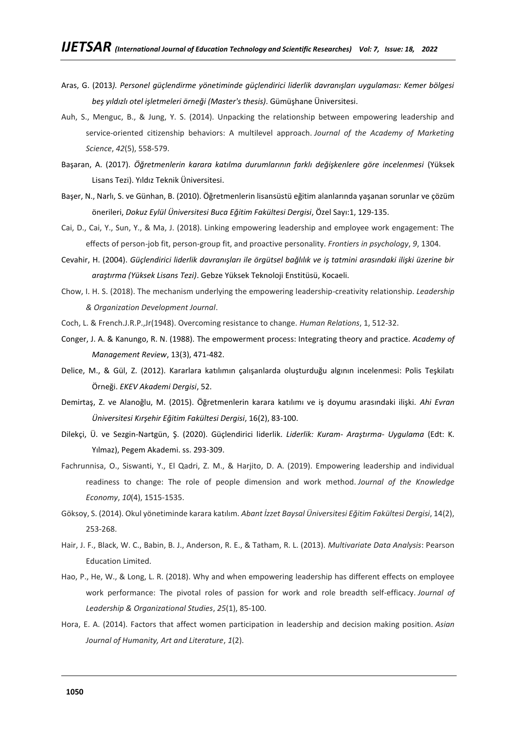Aras, G. (2013*). Personel güçlendirme yönetiminde güçlendirici liderlik davranışları uygulaması: Kemer bölgesi beş yıldızlı otel işletmeleri örneği (Master's thesis)*. Gümüşhane Üniversitesi.

Auh, S., Menguc, B., & Jung, Y. S. (2014). Unpacking the relationship between empowering leadership and service-oriented citizenship behaviors: A multilevel approach. *Journal of the Academy of Marketing Science*, *42*(5), 558-579.

Başaran, A. (2017). *Öğretmenlerin karara katılma durumlarının farklı değişkenlere göre incelenmesi* (Yüksek Lisans Tezi). Yıldız Teknik Üniversitesi.

Başer, N., Narlı, S. ve Günhan, B. (2010). Öğretmenlerin lisansüstü eğitim alanlarında yaşanan sorunlar ve çözüm önerileri, *Dokuz Eylül Üniversitesi Buca Eğitim Fakültesi Dergisi*, Özel Sayı:1, 129-135.

Cai, D., Cai, Y., Sun, Y., & Ma, J. (2018). Linking empowering leadership and employee work engagement: The effects of person-job fit, person-group fit, and proactive personality. *Frontiers in psychology*, *9*, 1304.

Cevahir, H. (2004). *Güçlendirici liderlik davranışları ile örgütsel bağlılık ve iş tatmini arasındaki ilişki üzerine bir araştırma (Yüksek Lisans Tezi)*. Gebze Yüksek Teknoloji Enstitüsü, Kocaeli.

Chow, I. H. S. (2018). The mechanism underlying the empowering leadership-creativity relationship. *Leadership & Organization Development Journal*.

Coch, L. & French.J.R.P.,Jr(1948). Overcoming resistance to change. *Human Relations*, 1, 512-32.

Conger, J. A. & Kanungo, R. N. (1988). The empowerment process: Integrating theory and practice. *Academy of Management Review*, 13(3), 471-482.

Delice, M., & Gül, Z. (2012). Kararlara katılımın çalışanlarda oluşturduğu algının incelenmesi: Polis Teşkilatı Örneği. *EKEV Akademi Dergisi*, 52.

Demirtaş, Z. ve Alanoğlu, M. (2015). Öğretmenlerin karara katılımı ve iş doyumu arasındaki ilişki. *Ahi Evran Üniversitesi Kırşehir Eğitim Fakültesi Dergisi*, 16(2), 83-100.

Dilekçi, Ü. ve Sezgin-Nartgün, Ş. (2020). Güçlendirici liderlik. *Liderlik: Kuram- Araştırma- Uygulama* (Edt: K. Yılmaz), Pegem Akademi. ss. 293-309.

Fachrunnisa, O., Siswanti, Y., El Qadri, Z. M., & Harjito, D. A. (2019). Empowering leadership and individual readiness to change: The role of people dimension and work method. *Journal of the Knowledge Economy*, *10*(4), 1515-1535.

Göksoy, S. (2014). Okul yönetiminde karara katılım. *Abant İzzet Baysal Üniversitesi Eğitim Fakültesi Dergisi*, 14(2), 253-268.

Hair, J. F., Black, W. C., Babin, B. J., Anderson, R. E., & Tatham, R. L. (2013). *Multivariate Data Analysis*: Pearson Education Limited.

Hao, P., He, W., & Long, L. R. (2018). Why and when empowering leadership has different effects on employee work performance: The pivotal roles of passion for work and role breadth self-efficacy. *Journal of Leadership & Organizational Studies*, *25*(1), 85-100.

Hora, E. A. (2014). Factors that affect women participation in leadership and decision making position. *Asian Journal of Humanity, Art and Literature*, *1*(2).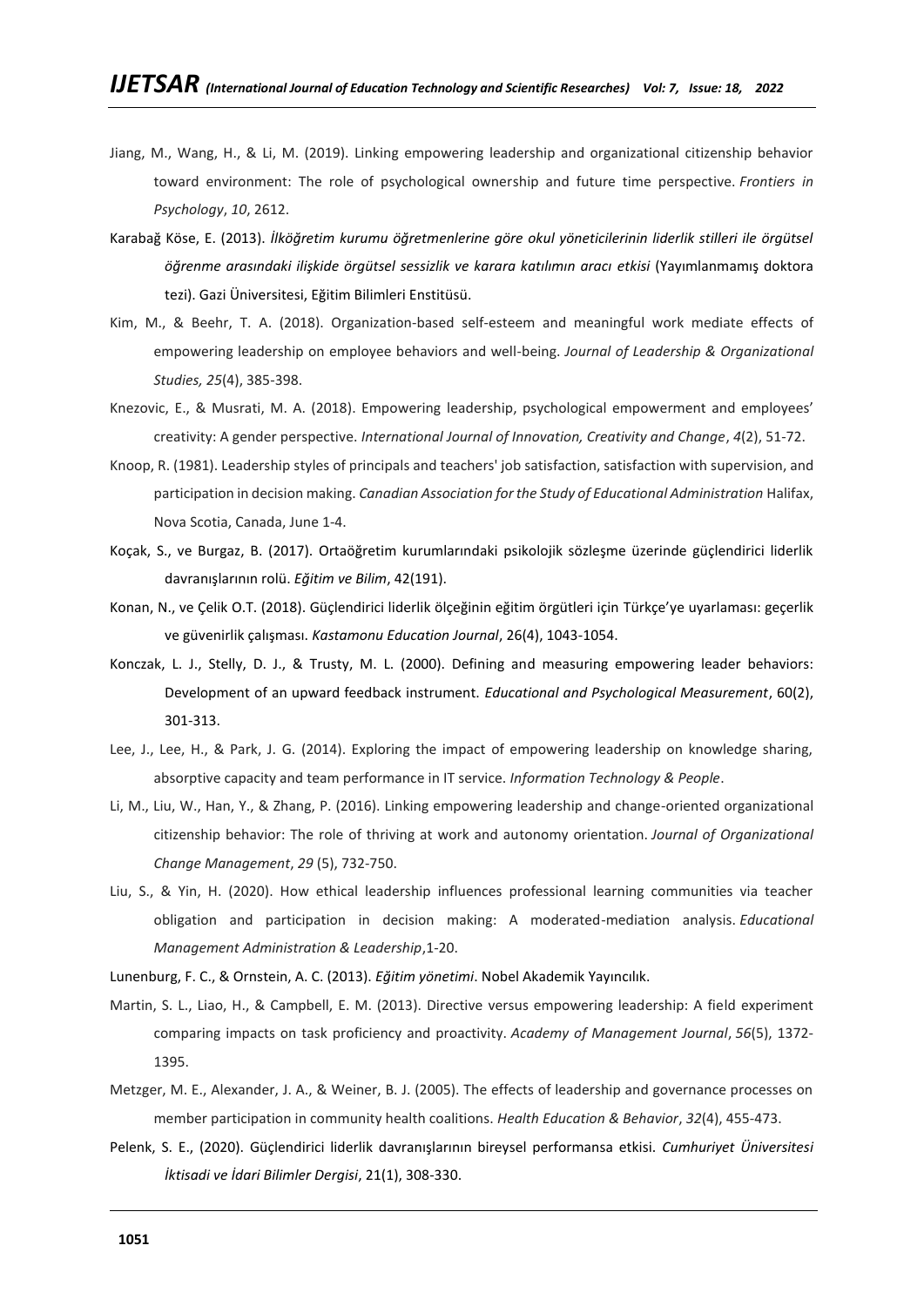Jiang, M., Wang, H., & Li, M. (2019). Linking empowering leadership and organizational citizenship behavior toward environment: The role of psychological ownership and future time perspective. *Frontiers in Psychology*, *10*, 2612.

Karabağ Köse, E. (2013). *İlköğretim kurumu öğretmenlerine göre okul yöneticilerinin liderlik stilleri ile örgütsel öğrenme arasındaki ilişkide örgütsel sessizlik ve karara katılımın aracı etkisi* (Yayımlanmamış doktora tezi). Gazi Üniversitesi, Eğitim Bilimleri Enstitüsü.

Kim, M., & Beehr, T. A. (2018). Organization-based self-esteem and meaningful work mediate effects of empowering leadership on employee behaviors and well-being. *Journal of Leadership & Organizational Studies, 25*(4), 385-398.

Knezovic, E., & Musrati, M. A. (2018). Empowering leadership, psychological empowerment and employees' creativity: A gender perspective. *International Journal of Innovation, Creativity and Change*, *4*(2), 51-72.

Knoop, R. (1981). Leadership styles of principals and teachers' job satisfaction, satisfaction with supervision, and participation in decision making. *Canadian Association for the Study of Educational Administration* Halifax, Nova Scotia, Canada, June 1-4.

Koçak, S., ve Burgaz, B. (2017). Ortaöğretim kurumlarındaki psikolojik sözleşme üzerinde güçlendirici liderlik davranışlarının rolü. *Eğitim ve Bilim*, 42(191).

Konan, N., ve Çelik O.T. (2018). Güçlendirici liderlik ölçeğinin eğitim örgütleri için Türkçe'ye uyarlaması: geçerlik ve güvenirlik çalışması. *Kastamonu Education Journal*, 26(4), 1043-1054.

Konczak, L. J., Stelly, D. J., & Trusty, M. L. (2000). Defining and measuring empowering leader behaviors: Development of an upward feedback instrument. *Educational and Psychological Measurement*, 60(2), 301-313.

Lee, J., Lee, H., & Park, J. G. (2014). Exploring the impact of empowering leadership on knowledge sharing, absorptive capacity and team performance in IT service. *Information Technology & People*.

Li, M., Liu, W., Han, Y., & Zhang, P. (2016). Linking empowering leadership and change-oriented organizational citizenship behavior: The role of thriving at work and autonomy orientation. *Journal of Organizational Change Management*, *29* (5), 732-750.

Liu, S., & Yin, H. (2020). How ethical leadership influences professional learning communities via teacher obligation and participation in decision making: A moderated-mediation analysis. *Educational Management Administration & Leadership*,1-20.

Lunenburg, F. C., & Ornstein, A. C. (2013). *Eğitim yönetimi*. Nobel Akademik Yayıncılık.

Martin, S. L., Liao, H., & Campbell, E. M. (2013). Directive versus empowering leadership: A field experiment comparing impacts on task proficiency and proactivity. *Academy of Management Journal*, *56*(5), 1372-1395.

Metzger, M. E., Alexander, J. A., & Weiner, B. J. (2005). The effects of leadership and governance processes on member participation in community health coalitions. *Health Education & Behavior*, *32*(4), 455-473.

Pelenk, S. E., (2020). Güçlendirici liderlik davranışlarının bireysel performansa etkisi. *Cumhuriyet Üniversitesi İktisadi ve İdari Bilimler Dergisi*, 21(1), 308-330.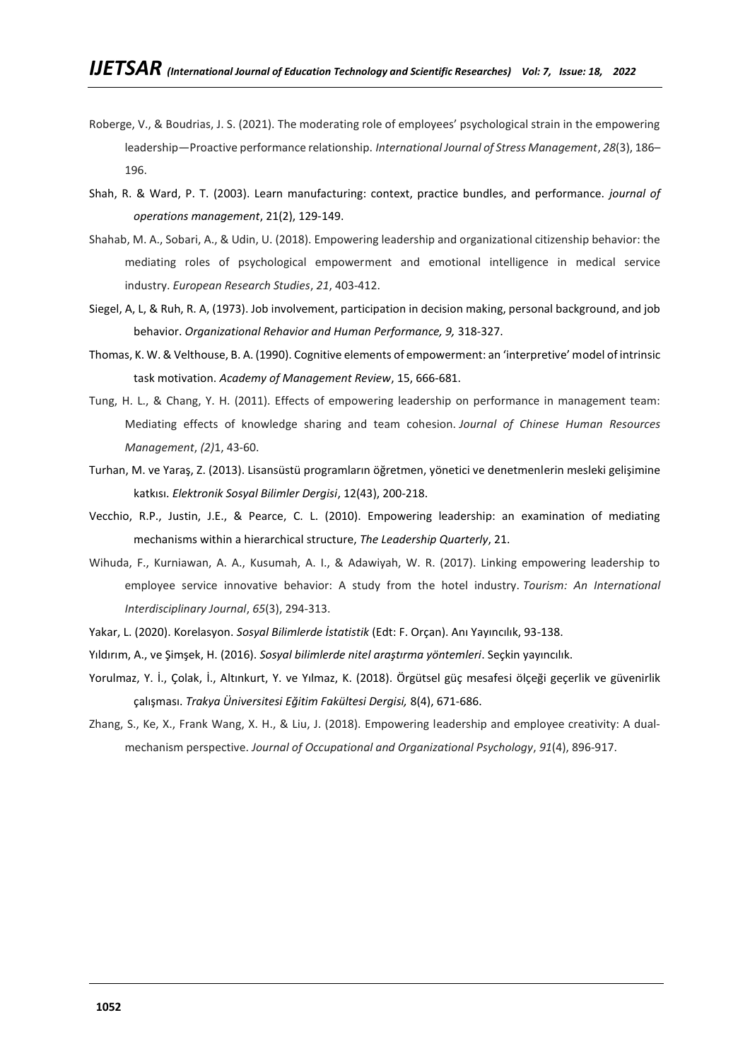Roberge, V., & Boudrias, J. S. (2021). The moderating role of employees' psychological strain in the empowering leadership—Proactive performance relationship. *International Journal of Stress Management*, *28*(3), 186–196.

Shah, R. & Ward, P. T. (2003). Learn manufacturing: context, practice bundles, and performance. *journal of operations management*, 21(2), 129-149.

Shahab, M. A., Sobari, A., & Udin, U. (2018). Empowering leadership and organizational citizenship behavior: the mediating roles of psychological empowerment and emotional intelligence in medical service industry. *European Research Studies*, *21*, 403-412.

Siegel, A, L, & Ruh, R. A, (1973). Job involvement, participation in decision making, personal background, and job behavior. *Organizational Rehavior and Human Performance, 9,* 318-327.

Thomas, K. W. & Velthouse, B. A. (1990). Cognitive elements of empowerment: an 'interpretive' model of intrinsic task motivation. *Academy of Management Review*, 15, 666-681.

Tung, H. L., & Chang, Y. H. (2011). Effects of empowering leadership on performance in management team: Mediating effects of knowledge sharing and team cohesion. *Journal of Chinese Human Resources Management*, *(2)*1, 43-60.

Turhan, M. ve Yaraş, Z. (2013). Lisansüstü programların öğretmen, yönetici ve denetmenlerin mesleki gelişimine katkısı. *Elektronik Sosyal Bilimler Dergisi*, 12(43), 200-218.

Vecchio, R.P., Justin, J.E., & Pearce, C. L. (2010). Empowering leadership: an examination of mediating mechanisms within a hierarchical structure, *The Leadership Quarterly*, 21.

Wihuda, F., Kurniawan, A. A., Kusumah, A. I., & Adawiyah, W. R. (2017). Linking empowering leadership to employee service innovative behavior: A study from the hotel industry. *Tourism: An International Interdisciplinary Journal*, *65*(3), 294-313.

Yakar, L. (2020). Korelasyon. *Sosyal Bilimlerde İstatistik* (Edt: F. Orçan). Anı Yayıncılık, 93-138.

Yıldırım, A., ve Şimşek, H. (2016). *Sosyal bilimlerde nitel araştırma yöntemleri*. Seçkin yayıncılık.

Yorulmaz, Y. İ., Çolak, İ., Altınkurt, Y. ve Yılmaz, K. (2018). Örgütsel güç mesafesi ölçeği geçerlik ve güvenirlik çalışması. *Trakya Üniversitesi Eğitim Fakültesi Dergisi,* 8(4), 671-686.

Zhang, S., Ke, X., Frank Wang, X. H., & Liu, J. (2018). Empowering leadership and employee creativity: A dual-mechanism perspective. *Journal of Occupational and Organizational Psychology*, *91*(4), 896-917.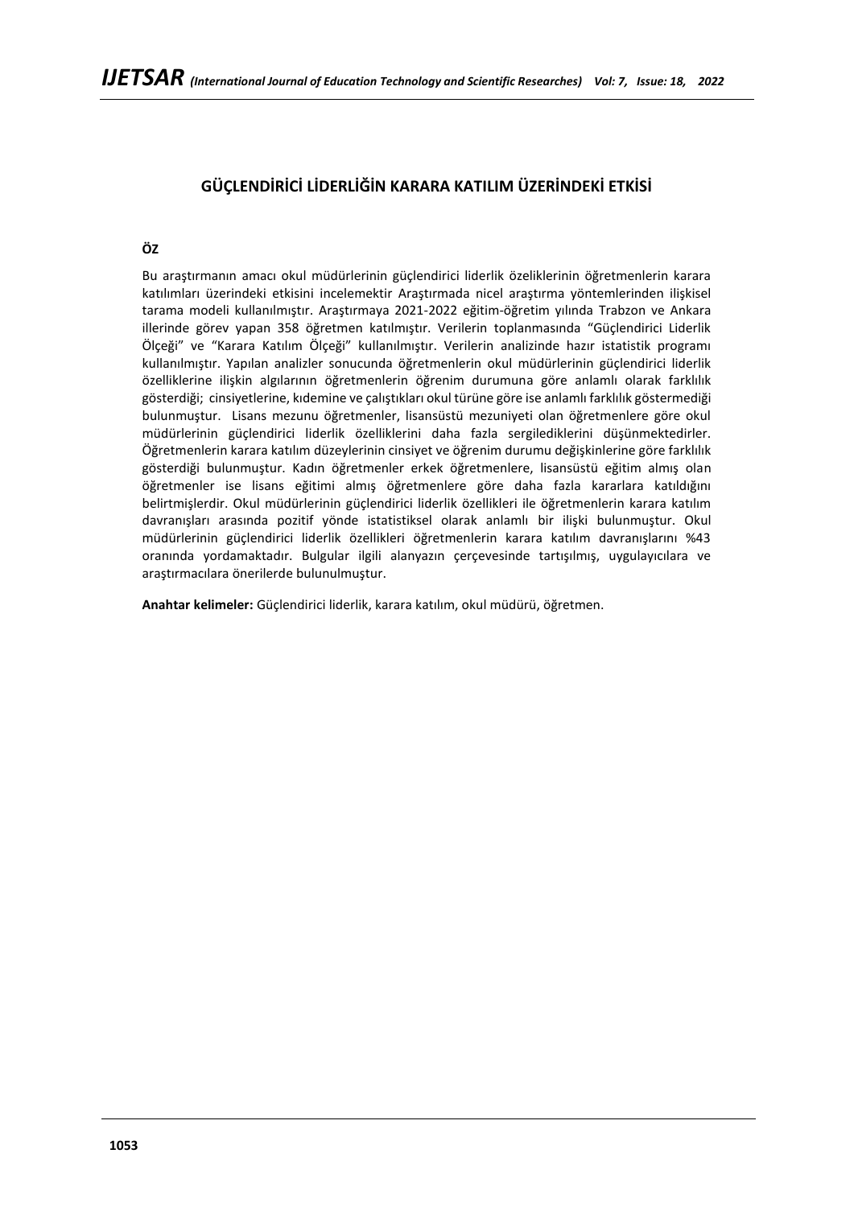## GÜÇLENDİRİCİ LİDERLİĞİN KARARA KATILIM ÜZERİNDEKİ ETKİSİ

**ÖZ**

Bu araştırmanın amacı okul müdürlerinin güçlendirici liderlik özeliklerinin öğretmenlerin karara katılımları üzerindeki etkisini incelemektir Araştırmada nicel araştırma yöntemlerinden ilişkisel tarama modeli kullanılmıştır. Araştırmaya 2021-2022 eğitim-öğretim yılında Trabzon ve Ankara illerinde görev yapan 358 öğretmen katılmıştır. Verilerin toplanmasında "Güçlendirici Liderlik Ölçeği" ve "Karara Katılım Ölçeği" kullanılmıştır. Verilerin analizinde hazır istatistik programı kullanılmıştır. Yapılan analizler sonucunda öğretmenlerin okul müdürlerinin güçlendirici liderlik özelliklerine ilişkin algılarının öğretmenlerin öğrenim durumuna göre anlamlı olarak farklılık gösterdiği; cinsiyetlerine, kıdemine ve çalıştıkları okul türüne göre ise anlamlı farklılık göstermediği bulunmuştur. Lisans mezunu öğretmenler, lisansüstü mezuniyeti olan öğretmenlere göre okul müdürlerinin güçlendirici liderlik özelliklerini daha fazla sergilediklerini düşünmektedirler. Öğretmenlerin karara katılım düzeylerinin cinsiyet ve öğrenim durumu değişkinlerine göre farklılık gösterdiği bulunmuştur. Kadın öğretmenler erkek öğretmenlere, lisansüstü eğitim almış olan öğretmenler ise lisans eğitimi almış öğretmenlere göre daha fazla kararlara katıldığını belirtmişlerdir. Okul müdürlerinin güçlendirici liderlik özellikleri ile öğretmenlerin karara katılım davranışları arasında pozitif yönde istatistiksel olarak anlamlı bir ilişki bulunmuştur. Okul müdürlerinin güçlendirici liderlik özellikleri öğretmenlerin karara katılım davranışlarını %43 oranında yordamaktadır. Bulgular ilgili alanyazın çerçevesinde tartışılmış, uygulayıcılara ve araştırmacılara önerilerde bulunulmuştur.

**Anahtar kelimeler:** Güçlendirici liderlik, karara katılım, okul müdürü, öğretmen.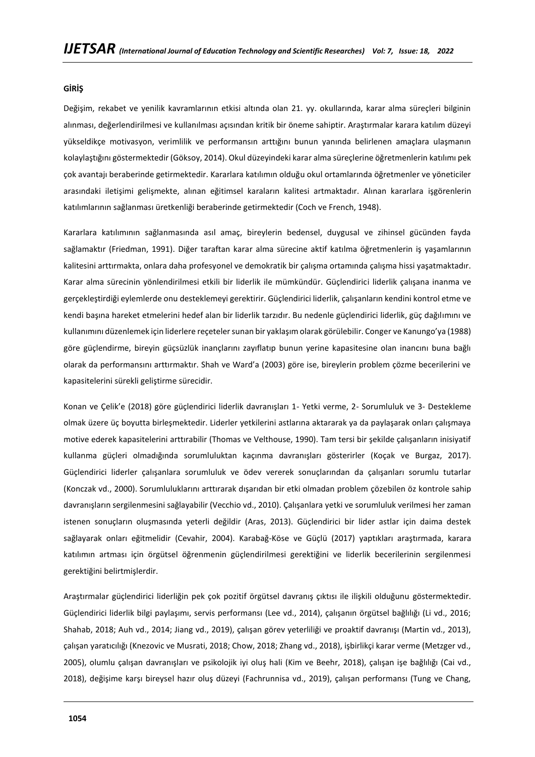**GİRİŞ**

Değişim, rekabet ve yenilik kavramlarının etkisi altında olan 21. yy. okullarında, karar alma süreçleri bilginin alınması, değerlendirilmesi ve kullanılması açısından kritik bir öneme sahiptir. Araştırmalar karara katılım düzeyi yükseldikçe motivasyon, verimlilik ve performansın arttığını bunun yanında belirlenen amaçlara ulaşmanın kolaylaştığını göstermektedir (Göksoy, 2014). Okul düzeyindeki karar alma süreçlerine öğretmenlerin katılımı pek çok avantajı beraberinde getirmektedir. Kararlara katılımın olduğu okul ortamlarında öğretmenler ve yöneticiler arasındaki iletişimi gelişmekte, alınan eğitimsel karaların kalitesi artmaktadır. Alınan kararlara işgörenlerin katılımlarının sağlanması üretkenliği beraberinde getirmektedir (Coch ve French, 1948).

Kararlara katılımının sağlanmasında asıl amaç, bireylerin bedensel, duygusal ve zihinsel gücünden fayda sağlamaktır (Friedman, 1991). Diğer taraftan karar alma sürecine aktif katılma öğretmenlerin iş yaşamlarının kalitesini arttırmakta, onlara daha profesyonel ve demokratik bir çalışma ortamında çalışma hissi yaşatmaktadır. Karar alma sürecinin yönlendirilmesi etkili bir liderlik ile mümkündür. Güçlendirici liderlik çalışana inanma ve gerçekleştirdiği eylemlerde onu desteklemeyi gerektirir. Güçlendirici liderlik, çalışanların kendini kontrol etme ve kendi başına hareket etmelerini hedef alan bir liderlik tarzıdır. Bu nedenle güçlendirici liderlik, güç dağılımını ve kullanımını düzenlemek için liderlere reçeteler sunan bir yaklaşım olarak görülebilir. Conger ve Kanungo'ya (1988) göre güçlendirme, bireyin güçsüzlük inançlarını zayıflatıp bunun yerine kapasitesine olan inancını buna bağlı olarak da performansını arttırmaktır. Shah ve Ward'a (2003) göre ise, bireylerin problem çözme becerilerini ve kapasitelerini sürekli geliştirme sürecidir.

Konan ve Çelik'e (2018) göre güçlendirici liderlik davranışları 1- Yetki verme, 2- Sorumluluk ve 3- Destekleme olmak üzere üç boyutta birleşmektedir. Liderler yetkilerini astlarına aktararak ya da paylaşarak onları çalışmaya motive ederek kapasitelerini arttırabilir (Thomas ve Velthouse, 1990). Tam tersi bir şekilde çalışanların inisiyatif kullanma güçleri olmadığında sorumluluktan kaçınma davranışları gösterirler (Koçak ve Burgaz, 2017). Güçlendirici liderler çalışanlara sorumluluk ve ödev vererek sonuçlarından da çalışanları sorumlu tutarlar (Konczak vd., 2000). Sorumluluklarını arttırarak dışarıdan bir etki olmadan problem çözebilen öz kontrole sahip davranışların sergilenmesini sağlayabilir (Vecchio vd., 2010). Çalışanlara yetki ve sorumluluk verilmesi her zaman istenen sonuçların oluşmasında yeterli değildir (Aras, 2013). Güçlendirici bir lider astlar için daima destek sağlayarak onları eğitmelidir (Cevahir, 2004). Karabağ-Köse ve Güçlü (2017) yaptıkları araştırmada, karara katılımın artması için örgütsel öğrenmenin güçlendirilmesi gerektiğini ve liderlik becerilerinin sergilenmesi gerektiğini belirtmişlerdir.

Araştırmalar güçlendirici liderliğin pek çok pozitif örgütsel davranış çıktısı ile ilişkili olduğunu göstermektedir. Güçlendirici liderlik bilgi paylaşımı, servis performansı (Lee vd., 2014), çalışanın örgütsel bağlılığı (Li vd., 2016; Shahab, 2018; Auh vd., 2014; Jiang vd., 2019), çalışan görev yeterliliği ve proaktif davranışı (Martin vd., 2013), çalışan yaratıcılığı (Knezovic ve Musrati, 2018; Chow, 2018; Zhang vd., 2018), işbirlikçi karar verme (Metzger vd., 2005), olumlu çalışan davranışları ve psikolojik iyi oluş hali (Kim ve Beehr, 2018), çalışan işe bağlılığı (Cai vd., 2018), değişime karşı bireysel hazır oluş düzeyi (Fachrunnisa vd., 2019), çalışan performansı (Tung ve Chang,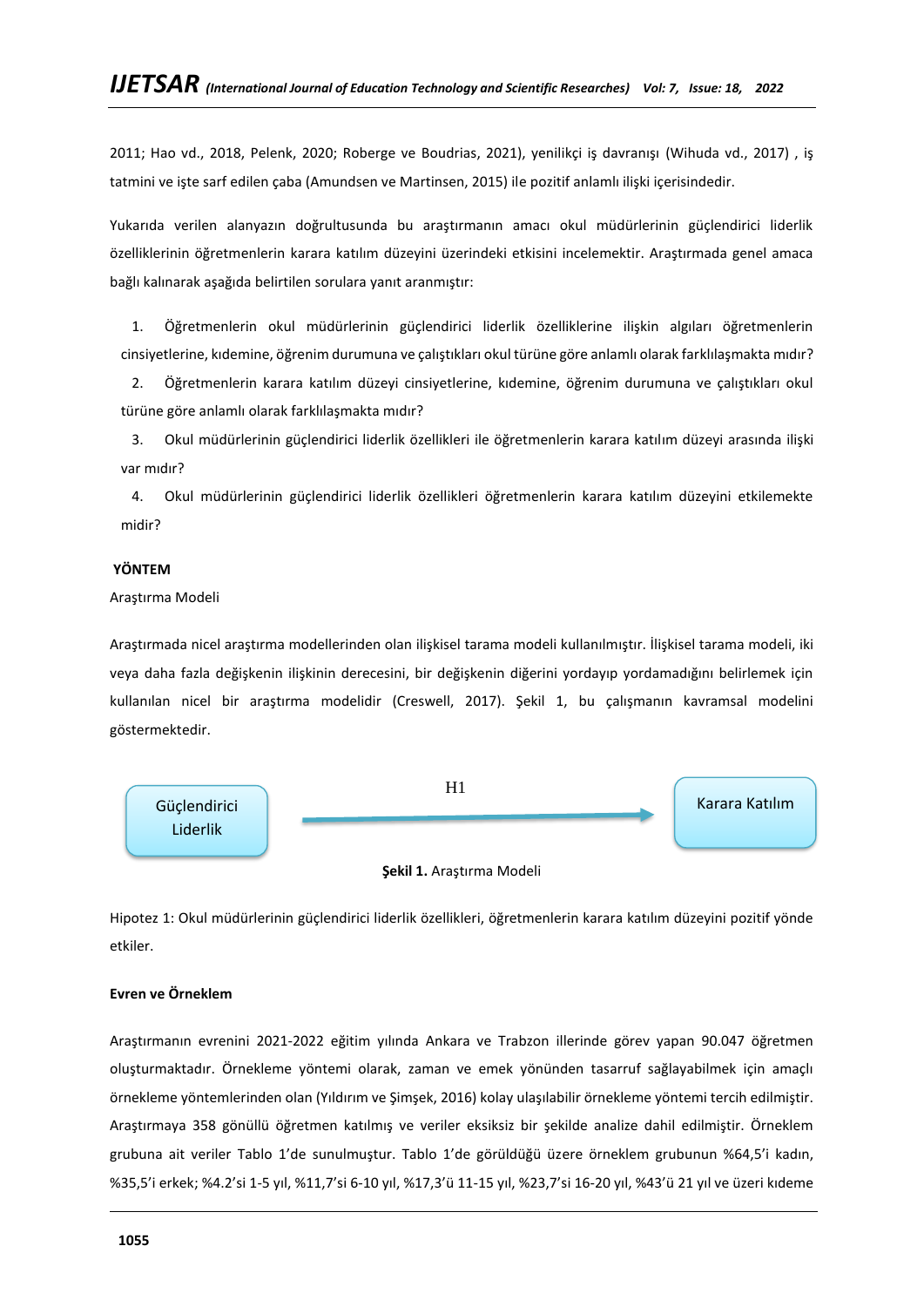2011; Hao vd., 2018, Pelenk, 2020; Roberge ve Boudrias, 2021), yenilikçi iş davranışı (Wihuda vd., 2017) , iş tatmini ve işte sarf edilen çaba (Amundsen ve Martinsen, 2015) ile pozitif anlamlı ilişki içerisindedir.

Yukarıda verilen alanyazın doğrultusunda bu araştırmanın amacı okul müdürlerinin güçlendirici liderlik özelliklerinin öğretmenlerin karara katılım düzeyini üzerindeki etkisini incelemektir. Araştırmada genel amaca bağlı kalınarak aşağıda belirtilen sorulara yanıt aranmıştır:

1. Öğretmenlerin okul müdürlerinin güçlendirici liderlik özelliklerine ilişkin algıları öğretmenlerin cinsiyetlerine, kıdemine, öğrenim durumuna ve çalıştıkları okul türüne göre anlamlı olarak farklılaşmakta mıdır?
2. Öğretmenlerin karara katılım düzeyi cinsiyetlerine, kıdemine, öğrenim durumuna ve çalıştıkları okul türüne göre anlamlı olarak farklılaşmakta mıdır?
3. Okul müdürlerinin güçlendirici liderlik özellikleri ile öğretmenlerin karara katılım düzeyi arasında ilişki var mıdır?
4. Okul müdürlerinin güçlendirici liderlik özellikleri öğretmenlerin karara katılım düzeyini etkilemekte midir?

## YÖNTEM

### Araştırma Modeli

Araştırmada nicel araştırma modellerinden olan ilişkisel tarama modeli kullanılmıştır. İlişkisel tarama modeli, iki veya daha fazla değişkenin ilişkinin derecesini, bir değişkenin diğerini yordayıp yordamadığını belirlemek için kullanılan nicel bir araştırma modelidir (Creswell, 2017). Şekil 1, bu çalışmanın kavramsal modelini göstermektedir.

Güçlendirici Liderlik —H1→ Karara Katılım

**Şekil 1.** Araştırma Modeli

Hipotez 1: Okul müdürlerinin güçlendirici liderlik özellikleri, öğretmenlerin karara katılım düzeyini pozitif yönde etkiler.

### Evren ve Örneklem

Araştırmanın evrenini 2021-2022 eğitim yılında Ankara ve Trabzon illerinde görev yapan 90.047 öğretmen oluşturmaktadır. Örnekleme yöntemi olarak, zaman ve emek yönünden tasarruf sağlayabilmek için amaçlı örnekleme yöntemlerinden olan (Yıldırım ve Şimşek, 2016) kolay ulaşılabilir örnekleme yöntemi tercih edilmiştir. Araştırmaya 358 gönüllü öğretmen katılmış ve veriler eksiksiz bir şekilde analize dahil edilmiştir. Örneklem grubuna ait veriler Tablo 1'de sunulmuştur. Tablo 1'de görüldüğü üzere örneklem grubunun %64,5'i kadın, %35,5'i erkek; %4.2'si 1-5 yıl, %11,7'si 6-10 yıl, %17,3'ü 11-15 yıl, %23,7'si 16-20 yıl, %43'ü 21 yıl ve üzeri kıdeme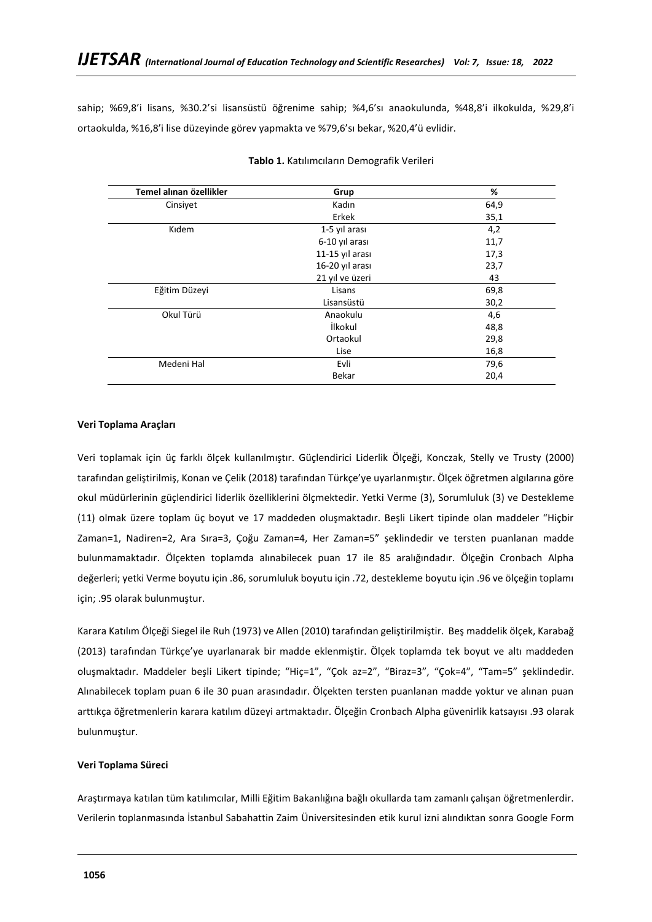sahip; %69,8'i lisans, %30.2'si lisansüstü öğrenime sahip; %4,6'sı anaokulunda, %48,8'i ilkokulda, %29,8'i ortaokulda, %16,8'i lise düzeyinde görev yapmakta ve %79,6'sı bekar, %20,4'ü evlidir.

**Tablo 1.** Katılımcıların Demografik Verileri

| Temel alınan özellikler | Grup | % |
|---|---|---|
| Cinsiyet | Kadın | 64,9 |
| | Erkek | 35,1 |
| Kıdem | 1-5 yıl arası | 4,2 |
| | 6-10 yıl arası | 11,7 |
| | 11-15 yıl arası | 17,3 |
| | 16-20 yıl arası | 23,7 |
| | 21 yıl ve üzeri | 43 |
| Eğitim Düzeyi | Lisans | 69,8 |
| | Lisansüstü | 30,2 |
| Okul Türü | Anaokulu | 4,6 |
| | İlkokul | 48,8 |
| | Ortaokul | 29,8 |
| | Lise | 16,8 |
| Medeni Hal | Evli | 79,6 |
| | Bekar | 20,4 |

### Veri Toplama Araçları

Veri toplamak için üç farklı ölçek kullanılmıştır. Güçlendirici Liderlik Ölçeği, Konczak, Stelly ve Trusty (2000) tarafından geliştirilmiş, Konan ve Çelik (2018) tarafından Türkçe'ye uyarlanmıştır. Ölçek öğretmen algılarına göre okul müdürlerinin güçlendirici liderlik özelliklerini ölçmektedir. Yetki Verme (3), Sorumluluk (3) ve Destekleme (11) olmak üzere toplam üç boyut ve 17 maddeden oluşmaktadır. Beşli Likert tipinde olan maddeler "Hiçbir Zaman=1, Nadiren=2, Ara Sıra=3, Çoğu Zaman=4, Her Zaman=5" şeklindedir ve tersten puanlanan madde bulunmamaktadır. Ölçekten toplamda alınabilecek puan 17 ile 85 aralığındadır. Ölçeğin Cronbach Alpha değerleri; yetki Verme boyutu için .86, sorumluluk boyutu için .72, destekleme boyutu için .96 ve ölçeğin toplamı için; .95 olarak bulunmuştur.

Karara Katılım Ölçeği Siegel ile Ruh (1973) ve Allen (2010) tarafından geliştirilmiştir. Beş maddelik ölçek, Karabağ (2013) tarafından Türkçe'ye uyarlanarak bir madde eklenmiştir. Ölçek toplamda tek boyut ve altı maddeden oluşmaktadır. Maddeler beşli Likert tipinde; "Hiç=1", "Çok az=2", "Biraz=3", "Çok=4", "Tam=5" şeklindedir. Alınabilecek toplam puan 6 ile 30 puan arasındadır. Ölçekten tersten puanlanan madde yoktur ve alınan puan arttıkça öğretmenlerin karara katılım düzeyi artmaktadır. Ölçeğin Cronbach Alpha güvenirlik katsayısı .93 olarak bulunmuştur.

### Veri Toplama Süreci

Araştırmaya katılan tüm katılımcılar, Milli Eğitim Bakanlığına bağlı okullarda tam zamanlı çalışan öğretmenlerdir. Verilerin toplanmasında İstanbul Sabahattin Zaim Üniversitesinden etik kurul izni alındıktan sonra Google Form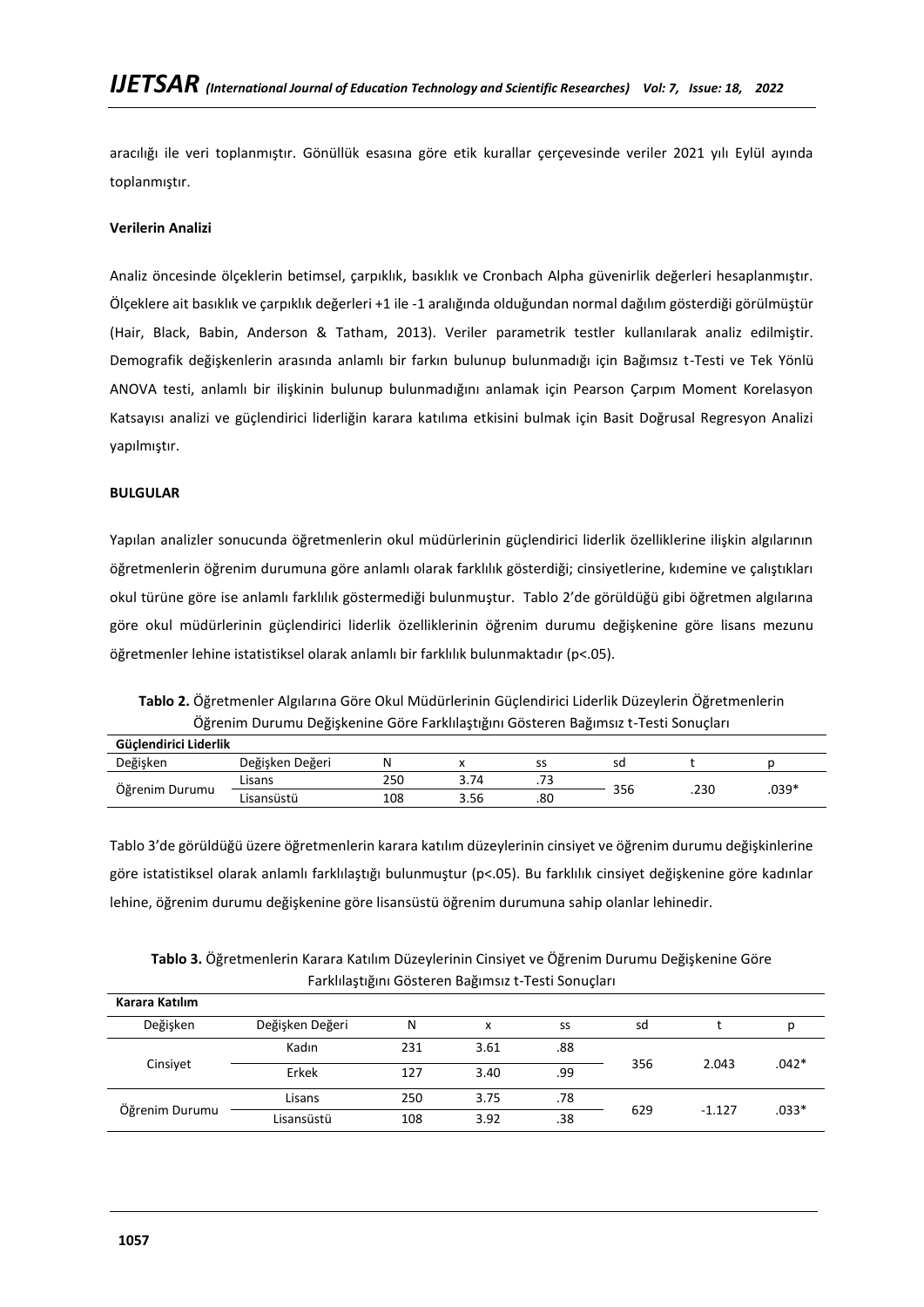aracılığı ile veri toplanmıştır. Gönüllük esasına göre etik kurallar çerçevesinde veriler 2021 yılı Eylül ayında toplanmıştır.

**Verilerin Analizi**

Analiz öncesinde ölçeklerin betimsel, çarpıklık, basıklık ve Cronbach Alpha güvenirlik değerleri hesaplanmıştır. Ölçeklere ait basıklık ve çarpıklık değerleri +1 ile -1 aralığında olduğundan normal dağılım gösterdiği görülmüştür (Hair, Black, Babin, Anderson & Tatham, 2013). Veriler parametrik testler kullanılarak analiz edilmiştir. Demografik değişkenlerin arasında anlamlı bir farkın bulunup bulunmadığı için Bağımsız t-Testi ve Tek Yönlü ANOVA testi, anlamlı bir ilişkinin bulunup bulunmadığını anlamak için Pearson Çarpım Moment Korelasyon Katsayısı analizi ve güçlendirici liderliğin karara katılıma etkisini bulmak için Basit Doğrusal Regresyon Analizi yapılmıştır.

**BULGULAR**

Yapılan analizler sonucunda öğretmenlerin okul müdürlerinin güçlendirici liderlik özelliklerine ilişkin algılarının öğretmenlerin öğrenim durumuna göre anlamlı olarak farklılık gösterdiği; cinsiyetlerine, kıdemine ve çalıştıkları okul türüne göre ise anlamlı farklılık göstermediği bulunmuştur. Tablo 2'de görüldüğü gibi öğretmen algılarına göre okul müdürlerinin güçlendirici liderlik özelliklerinin öğrenim durumu değişkenine göre lisans mezunu öğretmenler lehine istatistiksel olarak anlamlı bir farklılık bulunmaktadır (p<.05).

**Tablo 2.** Öğretmenler Algılarına Göre Okul Müdürlerinin Güçlendirici Liderlik Düzeylerin Öğretmenlerin Öğrenim Durumu Değişkenine Göre Farklılaştığını Gösteren Bağımsız t-Testi Sonuçları

| **Güçlendirici Liderlik** | | | | | | | |
|---|---|---|---|---|---|---|---|
| Değişken | Değişken Değeri | N | x | ss | sd | t | p |
| Öğrenim Durumu | Lisans | 250 | 3.74 | .73 | 356 | .230 | .039* |
| | Lisansüstü | 108 | 3.56 | .80 | | | |

Tablo 3'de görüldüğü üzere öğretmenlerin karara katılım düzeylerinin cinsiyet ve öğrenim durumu değişkinlerine göre istatistiksel olarak anlamlı farklılaştığı bulunmuştur (p<.05). Bu farklılık cinsiyet değişkenine göre kadınlar lehine, öğrenim durumu değişkenine göre lisansüstü öğrenim durumuna sahip olanlar lehinedir.

**Tablo 3.** Öğretmenlerin Karara Katılım Düzeylerinin Cinsiyet ve Öğrenim Durumu Değişkenine Göre Farklılaştığını Gösteren Bağımsız t-Testi Sonuçları

| **Karara Katılım** | | | | | | | |
|---|---|---|---|---|---|---|---|
| Değişken | Değişken Değeri | N | x | ss | sd | t | p |
| Cinsiyet | Kadın | 231 | 3.61 | .88 | 356 | 2.043 | .042* |
| | Erkek | 127 | 3.40 | .99 | | | |
| Öğrenim Durumu | Lisans | 250 | 3.75 | .78 | 629 | -1.127 | .033* |
| | Lisansüstü | 108 | 3.92 | .38 | | | |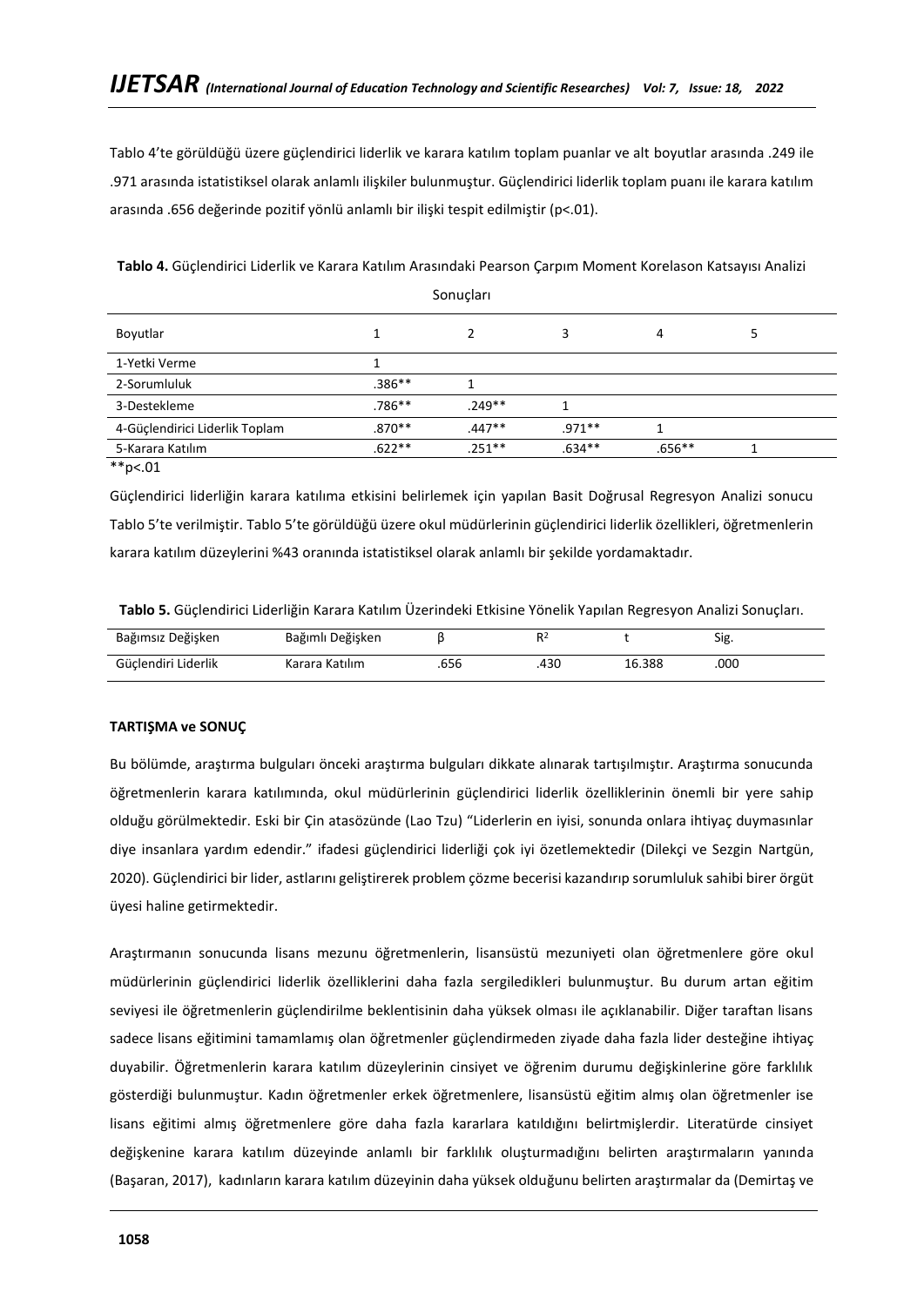Tablo 4'te görüldüğü üzere güçlendirici liderlik ve karara katılım toplam puanlar ve alt boyutlar arasında .249 ile .971 arasında istatistiksel olarak anlamlı ilişkiler bulunmuştur. Güçlendirici liderlik toplam puanı ile karara katılım arasında .656 değerinde pozitif yönlü anlamlı bir ilişki tespit edilmiştir ($p<.01$).

**Tablo 4.** Güçlendirici Liderlik ve Karara Katılım Arasındaki Pearson Çarpım Moment Korelason Katsayısı Analizi Sonuçları

| Boyutlar | 1 | 2 | 3 | 4 | 5 |
|---|---|---|---|---|---|
| 1-Yetki Verme | 1 | | | | |
| 2-Sorumluluk | .386** | 1 | | | |
| 3-Destekleme | .786** | .249** | 1 | | |
| 4-Güçlendirici Liderlik Toplam | .870** | .447** | .971** | 1 | |
| 5-Karara Katılım | .622** | .251** | .634** | .656** | 1 |

**p<.01

Güçlendirici liderliğin karara katılıma etkisini belirlemek için yapılan Basit Doğrusal Regresyon Analizi sonucu Tablo 5'te verilmiştir. Tablo 5'te görüldüğü üzere okul müdürlerinin güçlendirici liderlik özellikleri, öğretmenlerin karara katılım düzeylerini %43 oranında istatistiksel olarak anlamlı bir şekilde yordamaktadır.

**Tablo 5.** Güçlendirici Liderliğin Karara Katılım Üzerindeki Etkisine Yönelik Yapılan Regresyon Analizi Sonuçları.

| Bağımsız Değişken | Bağımlı Değişken | β | $R^2$ | t | Sig. |
|---|---|---|---|---|---|
| Güçlendiri Liderlik | Karara Katılım | .656 | .430 | 16.388 | .000 |

**TARTIŞMA ve SONUÇ**

Bu bölümde, araştırma bulguları önceki araştırma bulguları dikkate alınarak tartışılmıştır. Araştırma sonucunda öğretmenlerin karara katılımında, okul müdürlerinin güçlendirici liderlik özelliklerinin önemli bir yere sahip olduğu görülmektedir. Eski bir Çin atasözünde (Lao Tzu) "Liderlerin en iyisi, sonunda onlara ihtiyaç duymasınlar diye insanlara yardım edendir." ifadesi güçlendirici liderliği çok iyi özetlemektedir (Dilekçi ve Sezgin Nartgün, 2020). Güçlendirici bir lider, astlarını geliştirerek problem çözme becerisi kazandırıp sorumluluk sahibi birer örgüt üyesi haline getirmektedir.

Araştırmanın sonucunda lisans mezunu öğretmenlerin, lisansüstü mezuniyeti olan öğretmenlere göre okul müdürlerinin güçlendirici liderlik özelliklerini daha fazla sergiledikleri bulunmuştur. Bu durum artan eğitim seviyesi ile öğretmenlerin güçlendirilme beklentisinin daha yüksek olması ile açıklanabilir. Diğer taraftan lisans sadece lisans eğitimini tamamlamış olan öğretmenler güçlendirmeden ziyade daha fazla lider desteğine ihtiyaç duyabilir. Öğretmenlerin karara katılım düzeylerinin cinsiyet ve öğrenim durumu değişkinlerine göre farklılık gösterdiği bulunmuştur. Kadın öğretmenler erkek öğretmenlere, lisansüstü eğitim almış olan öğretmenler ise lisans eğitimi almış öğretmenlere göre daha fazla kararlara katıldığını belirtmişlerdir. Literatürde cinsiyet değişkenine karara katılım düzeyinde anlamlı bir farklılık oluşturmadığını belirten araştırmaların yanında (Başaran, 2017), kadınların karara katılım düzeyinin daha yüksek olduğunu belirten araştırmalar da (Demirtaş ve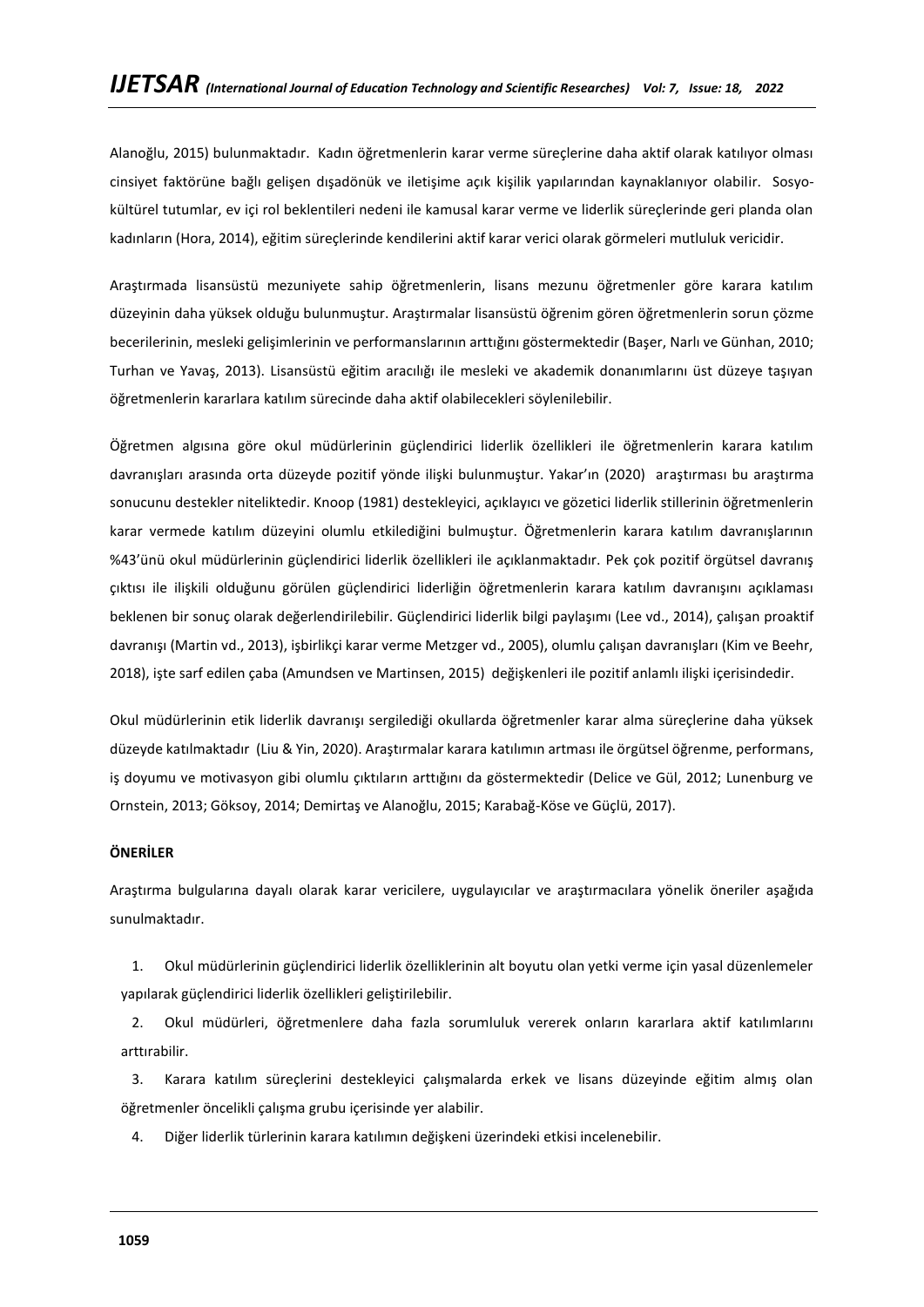Alanoğlu, 2015) bulunmaktadır. Kadın öğretmenlerin karar verme süreçlerine daha aktif olarak katılıyor olması cinsiyet faktörüne bağlı gelişen dışadönük ve iletişime açık kişilik yapılarından kaynaklanıyor olabilir. Sosyo-kültürel tutumlar, ev içi rol beklentileri nedeni ile kamusal karar verme ve liderlik süreçlerinde geri planda olan kadınların (Hora, 2014), eğitim süreçlerinde kendilerini aktif karar verici olarak görmeleri mutluluk vericidir.

Araştırmada lisansüstü mezuniyete sahip öğretmenlerin, lisans mezunu öğretmenler göre karara katılım düzeyinin daha yüksek olduğu bulunmuştur. Araştırmalar lisansüstü öğrenim gören öğretmenlerin sorun çözme becerilerinin, mesleki gelişimlerinin ve performanslarının arttığını göstermektedir (Başer, Narlı ve Günhan, 2010; Turhan ve Yavaş, 2013). Lisansüstü eğitim aracılığı ile mesleki ve akademik donanımlarını üst düzeye taşıyan öğretmenlerin kararlara katılım sürecinde daha aktif olabilecekleri söylenilebilir.

Öğretmen algısına göre okul müdürlerinin güçlendirici liderlik özellikleri ile öğretmenlerin karara katılım davranışları arasında orta düzeyde pozitif yönde ilişki bulunmuştur. Yakar'ın (2020) araştırması bu araştırma sonucunu destekler niteliktedir. Knoop (1981) destekleyici, açıklayıcı ve gözetici liderlik stillerinin öğretmenlerin karar vermede katılım düzeyini olumlu etkilediğini bulmuştur. Öğretmenlerin karara katılım davranışlarının %43'ünü okul müdürlerinin güçlendirici liderlik özellikleri ile açıklanmaktadır. Pek çok pozitif örgütsel davranış çıktısı ile ilişkili olduğunu görülen güçlendirici liderliğin öğretmenlerin karara katılım davranışını açıklaması beklenen bir sonuç olarak değerlendirilebilir. Güçlendirici liderlik bilgi paylaşımı (Lee vd., 2014), çalışan proaktif davranışı (Martin vd., 2013), işbirlikçi karar verme Metzger vd., 2005), olumlu çalışan davranışları (Kim ve Beehr, 2018), işte sarf edilen çaba (Amundsen ve Martinsen, 2015) değişkenleri ile pozitif anlamlı ilişki içerisindedir.

Okul müdürlerinin etik liderlik davranışı sergilediği okullarda öğretmenler karar alma süreçlerine daha yüksek düzeyde katılmaktadır (Liu & Yin, 2020). Araştırmalar karara katılımın artması ile örgütsel öğrenme, performans, iş doyumu ve motivasyon gibi olumlu çıktıların arttığını da göstermektedir (Delice ve Gül, 2012; Lunenburg ve Ornstein, 2013; Göksoy, 2014; Demirtaş ve Alanoğlu, 2015; Karabağ-Köse ve Güçlü, 2017).

**ÖNERİLER**

Araştırma bulgularına dayalı olarak karar vericilere, uygulayıcılar ve araştırmacılara yönelik öneriler aşağıda sunulmaktadır.

1. Okul müdürlerinin güçlendirici liderlik özelliklerinin alt boyutu olan yetki verme için yasal düzenlemeler yapılarak güçlendirici liderlik özellikleri geliştirilebilir.
2. Okul müdürleri, öğretmenlere daha fazla sorumluluk vererek onların kararlara aktif katılımlarını arttırabilir.
3. Karara katılım süreçlerini destekleyici çalışmalarda erkek ve lisans düzeyinde eğitim almış olan öğretmenler öncelikli çalışma grubu içerisinde yer alabilir.
4. Diğer liderlik türlerinin karara katılımın değişkeni üzerindeki etkisi incelenebilir.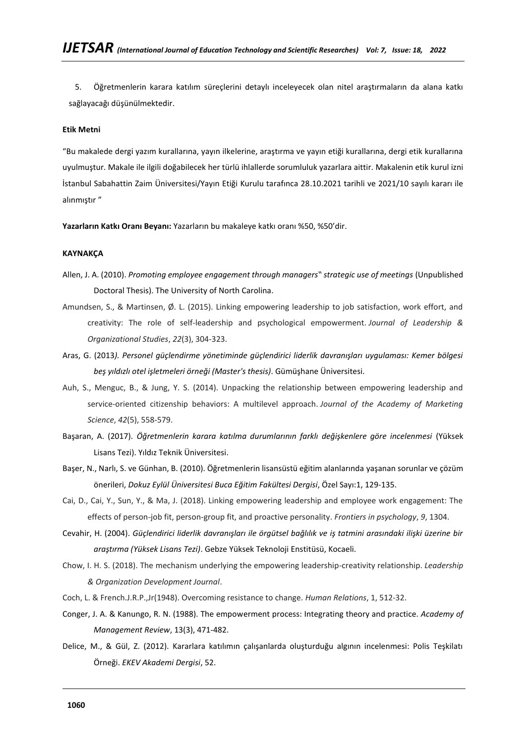5. Öğretmenlerin karara katılım süreçlerini detaylı inceleyecek olan nitel araştırmaların da alana katkı sağlayacağı düşünülmektedir.

**Etik Metni**

"Bu makalede dergi yazım kurallarına, yayın ilkelerine, araştırma ve yayın etiği kurallarına, dergi etik kurallarına uyulmuştur. Makale ile ilgili doğabilecek her türlü ihlallerde sorumluluk yazarlara aittir. Makalenin etik kurul izni İstanbul Sabahattin Zaim Üniversitesi/Yayın Etiği Kurulu tarafınca 28.10.2021 tarihli ve 2021/10 sayılı kararı ile alınmıştır "

**Yazarların Katkı Oranı Beyanı:** Yazarların bu makaleye katkı oranı %50, %50'dir.

**KAYNAKÇA**

Allen, J. A. (2010). *Promoting employee engagement through managers" strategic use of meetings* (Unpublished Doctoral Thesis). The University of North Carolina.

Amundsen, S., & Martinsen, Ø. L. (2015). Linking empowering leadership to job satisfaction, work effort, and creativity: The role of self-leadership and psychological empowerment. *Journal of Leadership & Organizational Studies*, *22*(3), 304-323.

Aras, G. (2013*). Personel güçlendirme yönetiminde güçlendirici liderlik davranışları uygulaması: Kemer bölgesi beş yıldızlı otel işletmeleri örneği (Master's thesis)*. Gümüşhane Üniversitesi.

Auh, S., Menguc, B., & Jung, Y. S. (2014). Unpacking the relationship between empowering leadership and service-oriented citizenship behaviors: A multilevel approach. *Journal of the Academy of Marketing Science*, *42*(5), 558-579.

Başaran, A. (2017). *Öğretmenlerin karara katılma durumlarının farklı değişkenlere göre incelenmesi* (Yüksek Lisans Tezi). Yıldız Teknik Üniversitesi.

Başer, N., Narlı, S. ve Günhan, B. (2010). Öğretmenlerin lisansüstü eğitim alanlarında yaşanan sorunlar ve çözüm önerileri, *Dokuz Eylül Üniversitesi Buca Eğitim Fakültesi Dergisi*, Özel Sayı:1, 129-135.

Cai, D., Cai, Y., Sun, Y., & Ma, J. (2018). Linking empowering leadership and employee work engagement: The effects of person-job fit, person-group fit, and proactive personality. *Frontiers in psychology*, *9*, 1304.

Cevahir, H. (2004). *Güçlendirici liderlik davranışları ile örgütsel bağlılık ve iş tatmini arasındaki ilişki üzerine bir araştırma (Yüksek Lisans Tezi)*. Gebze Yüksek Teknoloji Enstitüsü, Kocaeli.

Chow, I. H. S. (2018). The mechanism underlying the empowering leadership-creativity relationship. *Leadership & Organization Development Journal*.

Coch, L. & French.J.R.P.,Jr(1948). Overcoming resistance to change. *Human Relations*, 1, 512-32.

Conger, J. A. & Kanungo, R. N. (1988). The empowerment process: Integrating theory and practice. *Academy of Management Review*, 13(3), 471-482.

Delice, M., & Gül, Z. (2012). Kararlara katılımın çalışanlarda oluşturduğu algının incelenmesi: Polis Teşkilatı Örneği. *EKEV Akademi Dergisi*, 52.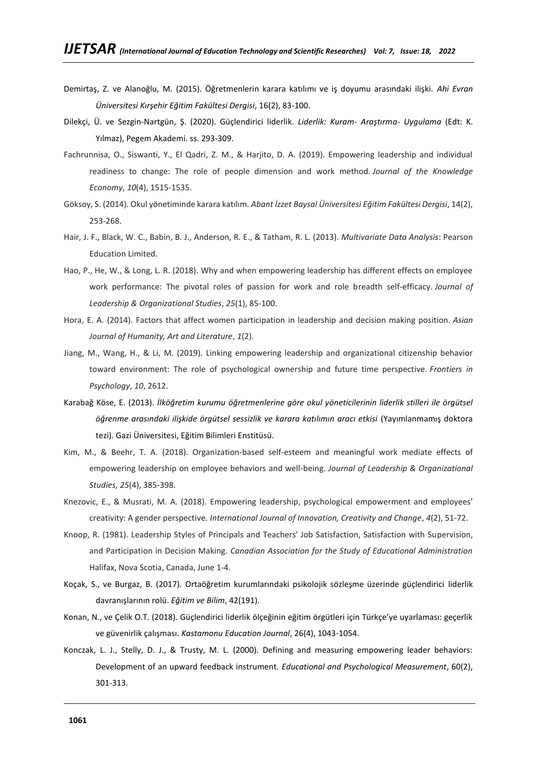Demirtaş, Z. ve Alanoğlu, M. (2015). Öğretmenlerin karara katılımı ve iş doyumu arasındaki ilişki. *Ahi Evran Üniversitesi Kırşehir Eğitim Fakültesi Dergisi*, 16(2), 83-100.

Dilekçi, Ü. ve Sezgin-Nartgün, Ş. (2020). Güçlendirici liderlik. *Liderlik: Kuram- Araştırma- Uygulama* (Edt: K. Yılmaz), Pegem Akademi. ss. 293-309.

Fachrunnisa, O., Siswanti, Y., El Qadri, Z. M., & Harjito, D. A. (2019). Empowering leadership and individual readiness to change: The role of people dimension and work method. *Journal of the Knowledge Economy*, *10*(4), 1515-1535.

Göksoy, S. (2014). Okul yönetiminde karara katılım. *Abant İzzet Baysal Üniversitesi Eğitim Fakültesi Dergisi*, 14(2), 253-268.

Hair, J. F., Black, W. C., Babin, B. J., Anderson, R. E., & Tatham, R. L. (2013). *Multivariate Data Analysis*: Pearson Education Limited.

Hao, P., He, W., & Long, L. R. (2018). Why and when empowering leadership has different effects on employee work performance: The pivotal roles of passion for work and role breadth self-efficacy. *Journal of Leadership & Organizational Studies*, *25*(1), 85-100.

Hora, E. A. (2014). Factors that affect women participation in leadership and decision making position. *Asian Journal of Humanity, Art and Literature*, *1*(2).

Jiang, M., Wang, H., & Li, M. (2019). Linking empowering leadership and organizational citizenship behavior toward environment: The role of psychological ownership and future time perspective. *Frontiers in Psychology*, *10*, 2612.

Karabağ Köse, E. (2013). *İlköğretim kurumu öğretmenlerine göre okul yöneticilerinin liderlik stilleri ile örgütsel öğrenme arasındaki ilişkide örgütsel sessizlik ve karara katılımın aracı etkisi* (Yayımlanmamış doktora tezi). Gazi Üniversitesi, Eğitim Bilimleri Enstitüsü.

Kim, M., & Beehr, T. A. (2018). Organization-based self-esteem and meaningful work mediate effects of empowering leadership on employee behaviors and well-being. *Journal of Leadership & Organizational Studies, 25*(4), 385-398.

Knezovic, E., & Musrati, M. A. (2018). Empowering leadership, psychological empowerment and employees' creativity: A gender perspective. *International Journal of Innovation, Creativity and Change*, *4*(2), 51-72.

Knoop, R. (1981). Leadership Styles of Principals and Teachers' Job Satisfaction, Satisfaction with Supervision, and Participation in Decision Making. *Canadian Association for the Study of Educational Administration* Halifax, Nova Scotia, Canada, June 1-4.

Koçak, S., ve Burgaz, B. (2017). Ortaöğretim kurumlarındaki psikolojik sözleşme üzerinde güçlendirici liderlik davranışlarının rolü. *Eğitim ve Bilim*, 42(191).

Konan, N., ve Çelik O.T. (2018). Güçlendirici liderlik ölçeğinin eğitim örgütleri için Türkçe'ye uyarlaması: geçerlik ve güvenirlik çalışması. *Kastamonu Education Journal*, 26(4), 1043-1054.

Konczak, L. J., Stelly, D. J., & Trusty, M. L. (2000). Defining and measuring empowering leader behaviors: Development of an upward feedback instrument. *Educational and Psychological Measurement*, 60(2), 301-313.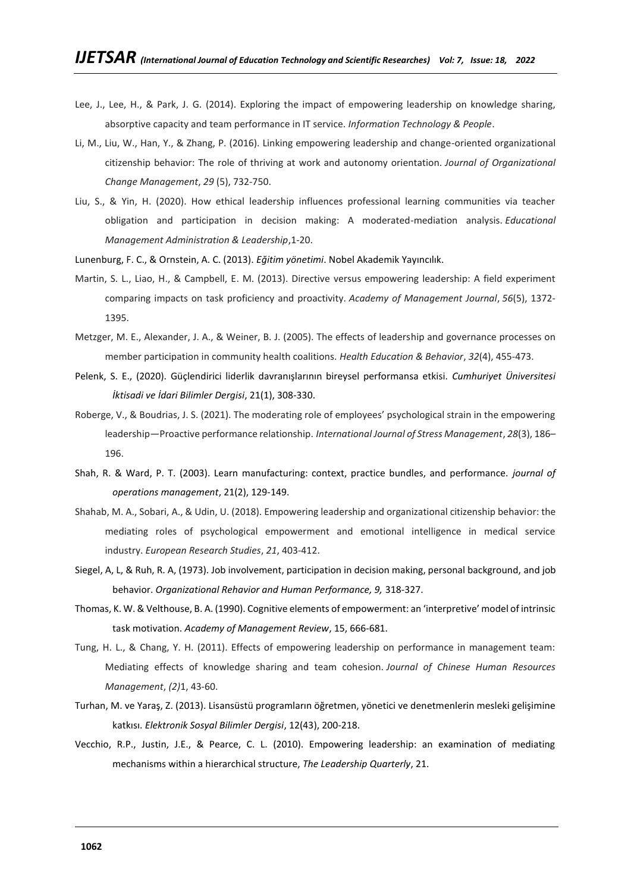Lee, J., Lee, H., & Park, J. G. (2014). Exploring the impact of empowering leadership on knowledge sharing, absorptive capacity and team performance in IT service. *Information Technology & People*.

Li, M., Liu, W., Han, Y., & Zhang, P. (2016). Linking empowering leadership and change-oriented organizational citizenship behavior: The role of thriving at work and autonomy orientation. *Journal of Organizational Change Management*, *29* (5), 732-750.

Liu, S., & Yin, H. (2020). How ethical leadership influences professional learning communities via teacher obligation and participation in decision making: A moderated-mediation analysis. *Educational Management Administration & Leadership*,1-20.

Lunenburg, F. C., & Ornstein, A. C. (2013). *Eğitim yönetimi*. Nobel Akademik Yayıncılık.

Martin, S. L., Liao, H., & Campbell, E. M. (2013). Directive versus empowering leadership: A field experiment comparing impacts on task proficiency and proactivity. *Academy of Management Journal*, *56*(5), 1372-1395.

Metzger, M. E., Alexander, J. A., & Weiner, B. J. (2005). The effects of leadership and governance processes on member participation in community health coalitions. *Health Education & Behavior*, *32*(4), 455-473.

Pelenk, S. E., (2020). Güçlendirici liderlik davranışlarının bireysel performansa etkisi. *Cumhuriyet Üniversitesi İktisadi ve İdari Bilimler Dergisi*, 21(1), 308-330.

Roberge, V., & Boudrias, J. S. (2021). The moderating role of employees' psychological strain in the empowering leadership—Proactive performance relationship. *International Journal of Stress Management*, *28*(3), 186–196.

Shah, R. & Ward, P. T. (2003). Learn manufacturing: context, practice bundles, and performance. *journal of operations management*, 21(2), 129-149.

Shahab, M. A., Sobari, A., & Udin, U. (2018). Empowering leadership and organizational citizenship behavior: the mediating roles of psychological empowerment and emotional intelligence in medical service industry. *European Research Studies*, *21*, 403-412.

Siegel, A, L, & Ruh, R. A, (1973). Job involvement, participation in decision making, personal background, and job behavior. *Organizational Rehavior and Human Performance, 9,* 318-327.

Thomas, K. W. & Velthouse, B. A. (1990). Cognitive elements of empowerment: an 'interpretive' model of intrinsic task motivation. *Academy of Management Review*, 15, 666-681.

Tung, H. L., & Chang, Y. H. (2011). Effects of empowering leadership on performance in management team: Mediating effects of knowledge sharing and team cohesion. *Journal of Chinese Human Resources Management*, *(2)*1, 43-60.

Turhan, M. ve Yaraş, Z. (2013). Lisansüstü programların öğretmen, yönetici ve denetmenlerin mesleki gelişimine katkısı. *Elektronik Sosyal Bilimler Dergisi*, 12(43), 200-218.

Vecchio, R.P., Justin, J.E., & Pearce, C. L. (2010). Empowering leadership: an examination of mediating mechanisms within a hierarchical structure, *The Leadership Quarterly*, 21.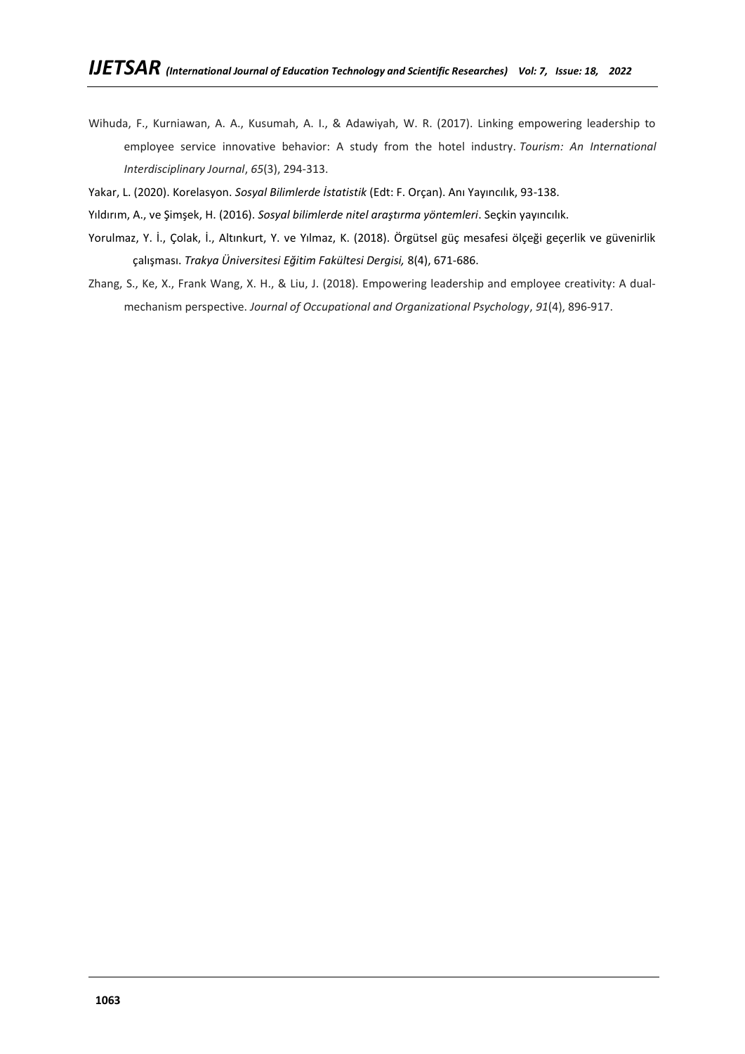Wihuda, F., Kurniawan, A. A., Kusumah, A. I., & Adawiyah, W. R. (2017). Linking empowering leadership to employee service innovative behavior: A study from the hotel industry. *Tourism: An International Interdisciplinary Journal*, *65*(3), 294-313.

Yakar, L. (2020). Korelasyon. *Sosyal Bilimlerde İstatistik* (Edt: F. Orçan). Anı Yayıncılık, 93-138.

Yıldırım, A., ve Şimşek, H. (2016). *Sosyal bilimlerde nitel araştırma yöntemleri*. Seçkin yayıncılık.

Yorulmaz, Y. İ., Çolak, İ., Altınkurt, Y. ve Yılmaz, K. (2018). Örgütsel güç mesafesi ölçeği geçerlik ve güvenirlik çalışması. *Trakya Üniversitesi Eğitim Fakültesi Dergisi,* 8(4), 671-686.

Zhang, S., Ke, X., Frank Wang, X. H., & Liu, J. (2018). Empowering leadership and employee creativity: A dual-mechanism perspective. *Journal of Occupational and Organizational Psychology*, *91*(4), 896-917.